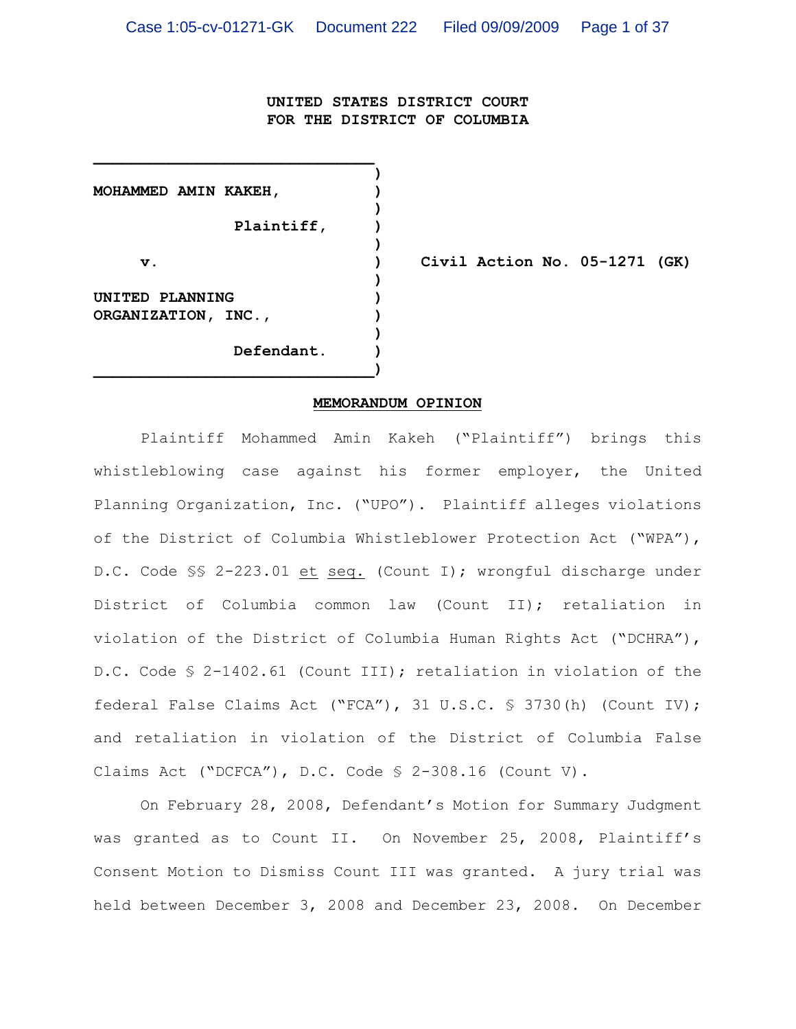**UNITED STATES DISTRICT COURT**
**FOR THE DISTRICT OF COLUMBIA**

| | |
|---|---|
| **MOHAMMED AMIN KAKEH,**<br><br>**Plaintiff,**<br><br>**v.**<br><br>**UNITED PLANNING ORGANIZATION, INC.,**<br><br>**Defendant.** | **Civil Action No. 05-1271 (GK)** |

## MEMORANDUM OPINION

Plaintiff Mohammed Amin Kakeh ("Plaintiff") brings this whistleblowing case against his former employer, the United Planning Organization, Inc. ("UPO"). Plaintiff alleges violations of the District of Columbia Whistleblower Protection Act ("WPA"), D.C. Code §§ 2-223.01 et seq. (Count I); wrongful discharge under District of Columbia common law (Count II); retaliation in violation of the District of Columbia Human Rights Act ("DCHRA"), D.C. Code § 2-1402.61 (Count III); retaliation in violation of the federal False Claims Act ("FCA"), 31 U.S.C. § 3730(h) (Count IV); and retaliation in violation of the District of Columbia False Claims Act ("DCFCA"), D.C. Code § 2-308.16 (Count V).

On February 28, 2008, Defendant's Motion for Summary Judgment was granted as to Count II. On November 25, 2008, Plaintiff's Consent Motion to Dismiss Count III was granted. A jury trial was held between December 3, 2008 and December 23, 2008. On December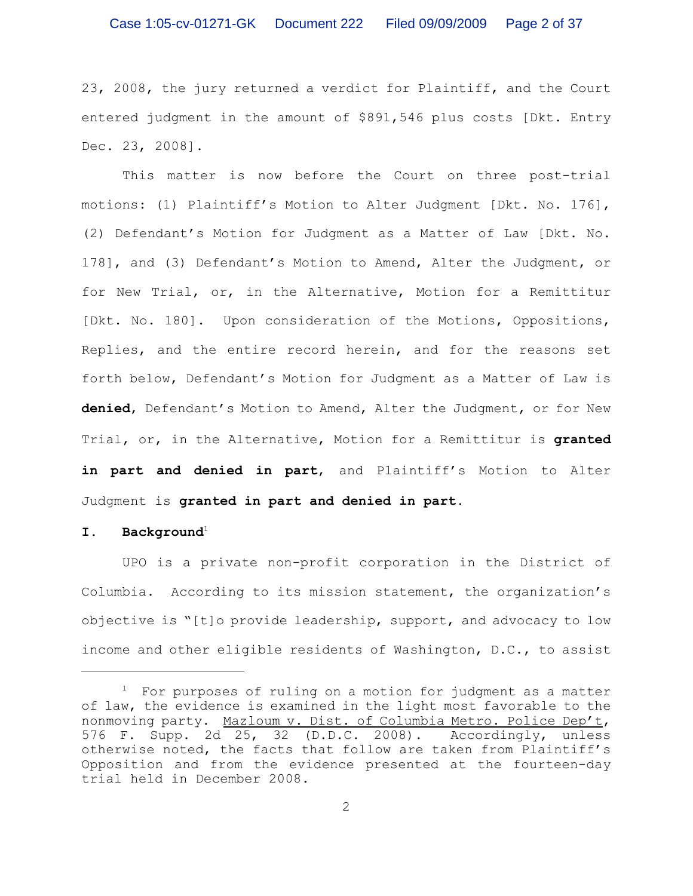23, 2008, the jury returned a verdict for Plaintiff, and the Court entered judgment in the amount of $891,546 plus costs [Dkt. Entry Dec. 23, 2008].

This matter is now before the Court on three post-trial motions: (1) Plaintiff's Motion to Alter Judgment [Dkt. No. 176], (2) Defendant's Motion for Judgment as a Matter of Law [Dkt. No. 178], and (3) Defendant's Motion to Amend, Alter the Judgment, or for New Trial, or, in the Alternative, Motion for a Remittitur [Dkt. No. 180]. Upon consideration of the Motions, Oppositions, Replies, and the entire record herein, and for the reasons set forth below, Defendant's Motion for Judgment as a Matter of Law is **denied**, Defendant's Motion to Amend, Alter the Judgment, or for New Trial, or, in the Alternative, Motion for a Remittitur is **granted in part and denied in part**, and Plaintiff's Motion to Alter Judgment is **granted in part and denied in part**.

## I. Background[1]

UPO is a private non-profit corporation in the District of Columbia. According to its mission statement, the organization's objective is "[t]o provide leadership, support, and advocacy to low income and other eligible residents of Washington, D.C., to assist

---

[1] For purposes of ruling on a motion for judgment as a matter of law, the evidence is examined in the light most favorable to the nonmoving party. Mazloum v. Dist. of Columbia Metro. Police Dep't, 576 F. Supp. 2d 25, 32 (D.D.C. 2008). Accordingly, unless otherwise noted, the facts that follow are taken from Plaintiff's Opposition and from the evidence presented at the fourteen-day trial held in December 2008.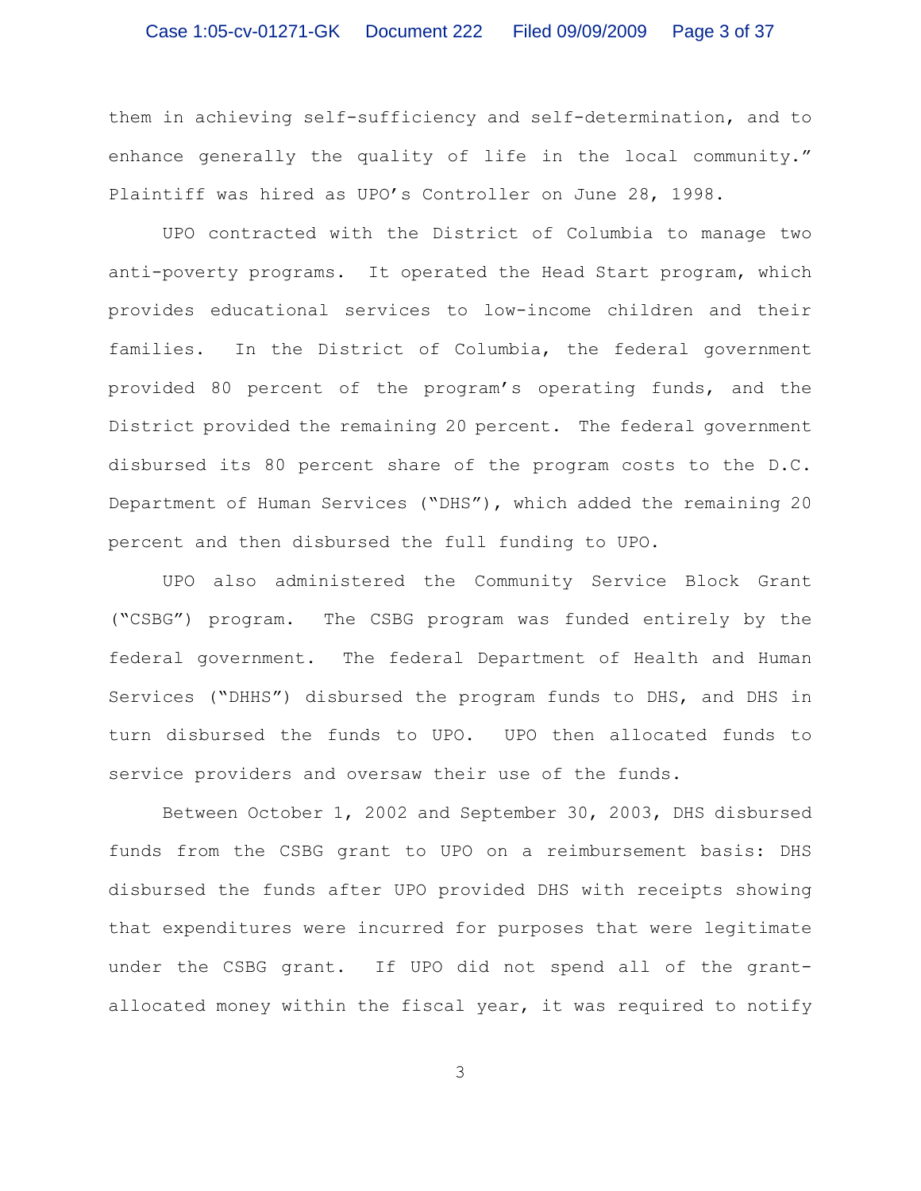them in achieving self-sufficiency and self-determination, and to enhance generally the quality of life in the local community." Plaintiff was hired as UPO's Controller on June 28, 1998.

UPO contracted with the District of Columbia to manage two anti-poverty programs. It operated the Head Start program, which provides educational services to low-income children and their families. In the District of Columbia, the federal government provided 80 percent of the program's operating funds, and the District provided the remaining 20 percent. The federal government disbursed its 80 percent share of the program costs to the D.C. Department of Human Services ("DHS"), which added the remaining 20 percent and then disbursed the full funding to UPO.

UPO also administered the Community Service Block Grant ("CSBG") program. The CSBG program was funded entirely by the federal government. The federal Department of Health and Human Services ("DHHS") disbursed the program funds to DHS, and DHS in turn disbursed the funds to UPO. UPO then allocated funds to service providers and oversaw their use of the funds.

Between October 1, 2002 and September 30, 2003, DHS disbursed funds from the CSBG grant to UPO on a reimbursement basis: DHS disbursed the funds after UPO provided DHS with receipts showing that expenditures were incurred for purposes that were legitimate under the CSBG grant. If UPO did not spend all of the grant-allocated money within the fiscal year, it was required to notify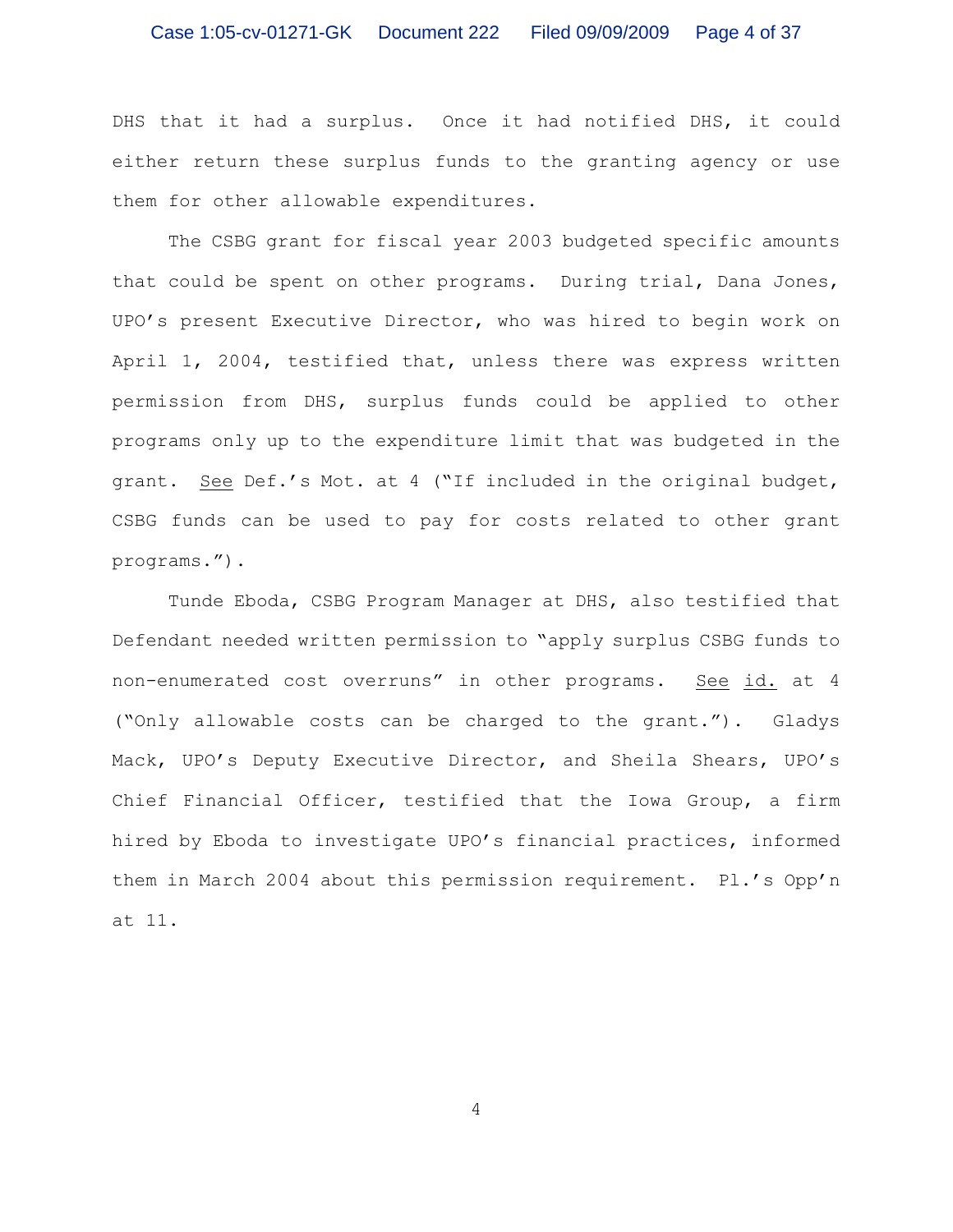DHS that it had a surplus. Once it had notified DHS, it could either return these surplus funds to the granting agency or use them for other allowable expenditures.

The CSBG grant for fiscal year 2003 budgeted specific amounts that could be spent on other programs. During trial, Dana Jones, UPO's present Executive Director, who was hired to begin work on April 1, 2004, testified that, unless there was express written permission from DHS, surplus funds could be applied to other programs only up to the expenditure limit that was budgeted in the grant. See Def.'s Mot. at 4 ("If included in the original budget, CSBG funds can be used to pay for costs related to other grant programs.").

Tunde Eboda, CSBG Program Manager at DHS, also testified that Defendant needed written permission to "apply surplus CSBG funds to non-enumerated cost overruns" in other programs. See id. at 4 ("Only allowable costs can be charged to the grant."). Gladys Mack, UPO's Deputy Executive Director, and Sheila Shears, UPO's Chief Financial Officer, testified that the Iowa Group, a firm hired by Eboda to investigate UPO's financial practices, informed them in March 2004 about this permission requirement. Pl.'s Opp'n at 11.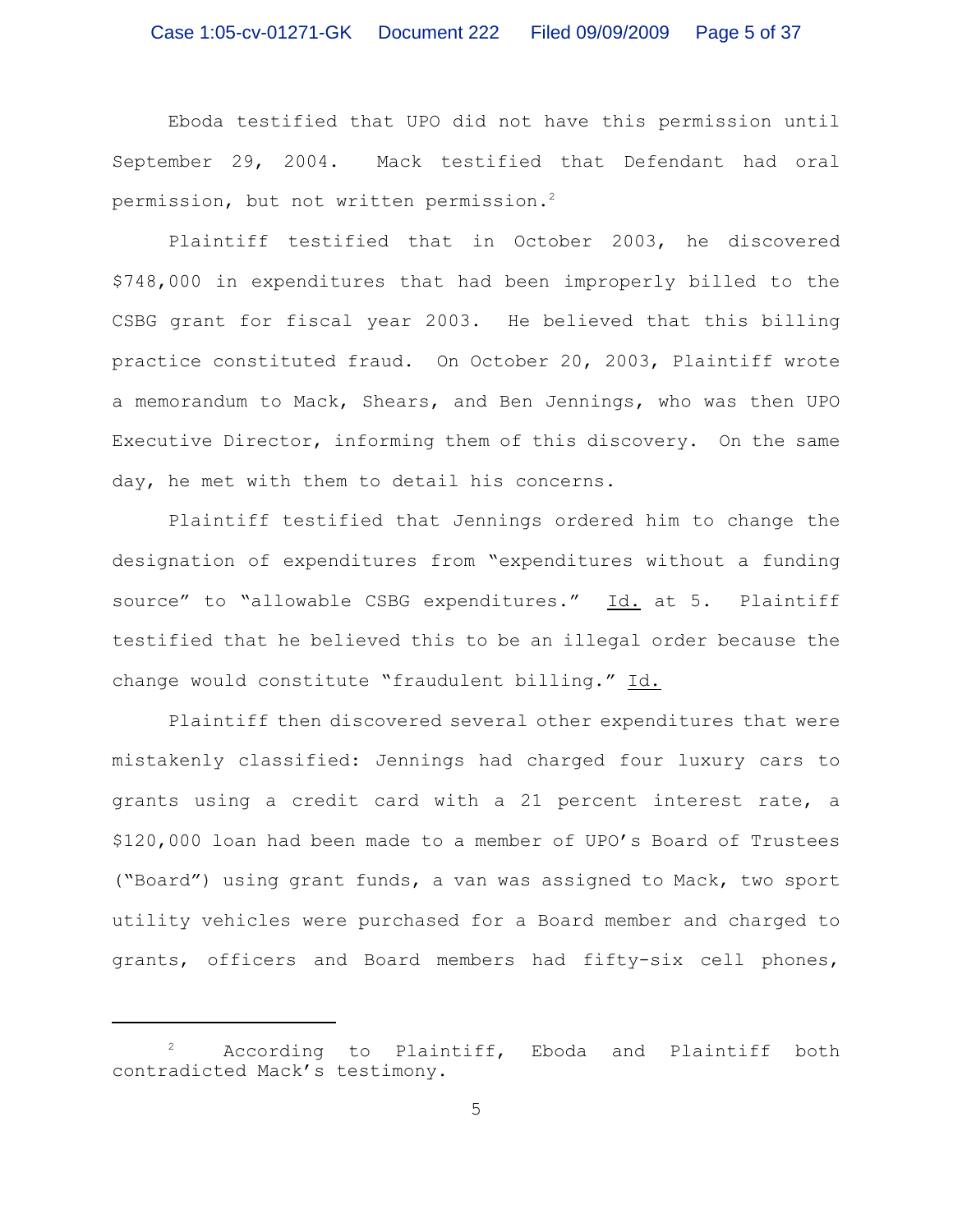Eboda testified that UPO did not have this permission until September 29, 2004. Mack testified that Defendant had oral permission, but not written permission.[2]

Plaintiff testified that in October 2003, he discovered $748,000 in expenditures that had been improperly billed to the CSBG grant for fiscal year 2003. He believed that this billing practice constituted fraud. On October 20, 2003, Plaintiff wrote a memorandum to Mack, Shears, and Ben Jennings, who was then UPO Executive Director, informing them of this discovery. On the same day, he met with them to detail his concerns.

Plaintiff testified that Jennings ordered him to change the designation of expenditures from "expenditures without a funding source" to "allowable CSBG expenditures." Id. at 5. Plaintiff testified that he believed this to be an illegal order because the change would constitute "fraudulent billing." Id.

Plaintiff then discovered several other expenditures that were mistakenly classified: Jennings had charged four luxury cars to grants using a credit card with a 21 percent interest rate, a $120,000 loan had been made to a member of UPO's Board of Trustees ("Board") using grant funds, a van was assigned to Mack, two sport utility vehicles were purchased for a Board member and charged to grants, officers and Board members had fifty-six cell phones,

[2] According to Plaintiff, Eboda and Plaintiff both contradicted Mack's testimony.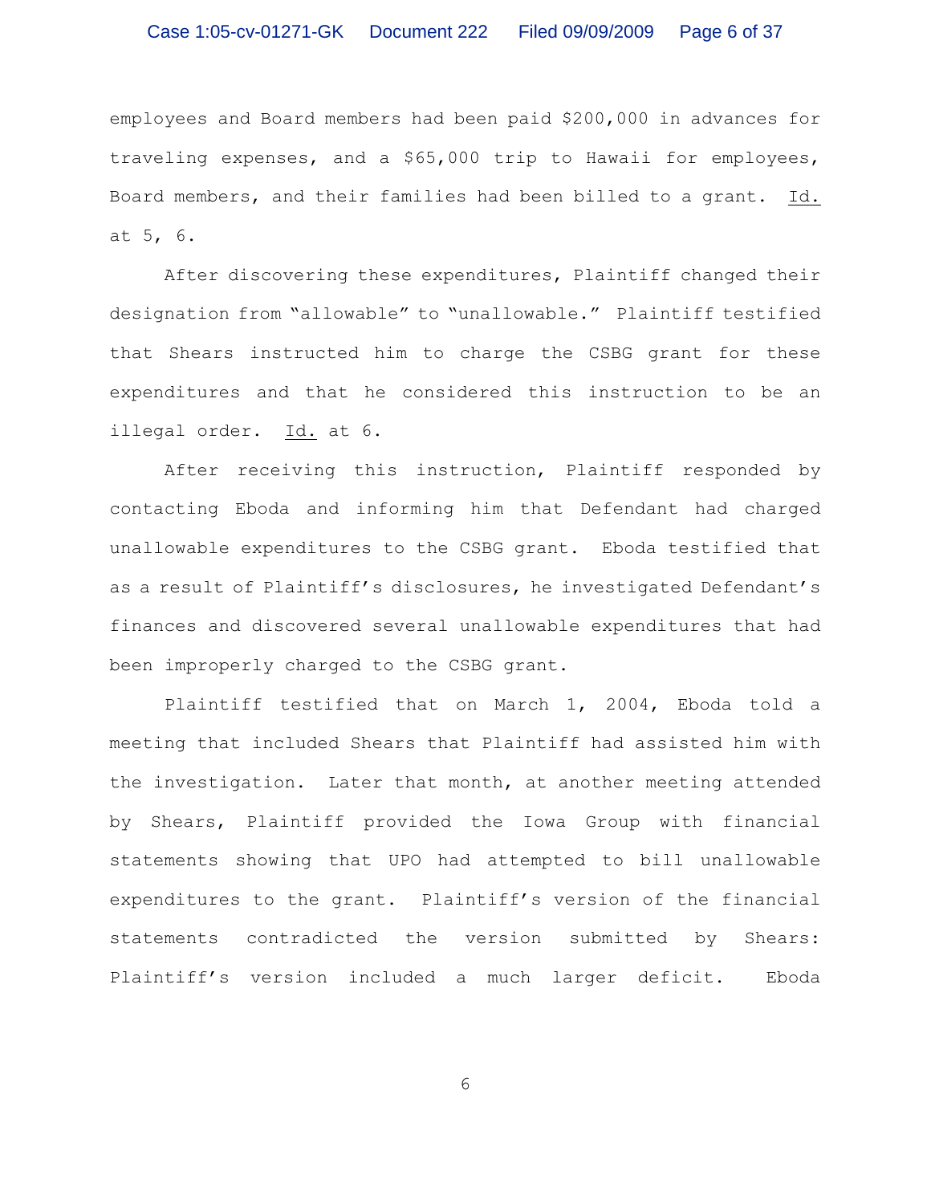employees and Board members had been paid $200,000 in advances for traveling expenses, and a $65,000 trip to Hawaii for employees, Board members, and their families had been billed to a grant. Id. at 5, 6.

After discovering these expenditures, Plaintiff changed their designation from "allowable" to "unallowable." Plaintiff testified that Shears instructed him to charge the CSBG grant for these expenditures and that he considered this instruction to be an illegal order. Id. at 6.

After receiving this instruction, Plaintiff responded by contacting Eboda and informing him that Defendant had charged unallowable expenditures to the CSBG grant. Eboda testified that as a result of Plaintiff's disclosures, he investigated Defendant's finances and discovered several unallowable expenditures that had been improperly charged to the CSBG grant.

Plaintiff testified that on March 1, 2004, Eboda told a meeting that included Shears that Plaintiff had assisted him with the investigation. Later that month, at another meeting attended by Shears, Plaintiff provided the Iowa Group with financial statements showing that UPO had attempted to bill unallowable expenditures to the grant. Plaintiff's version of the financial statements contradicted the version submitted by Shears: Plaintiff's version included a much larger deficit. Eboda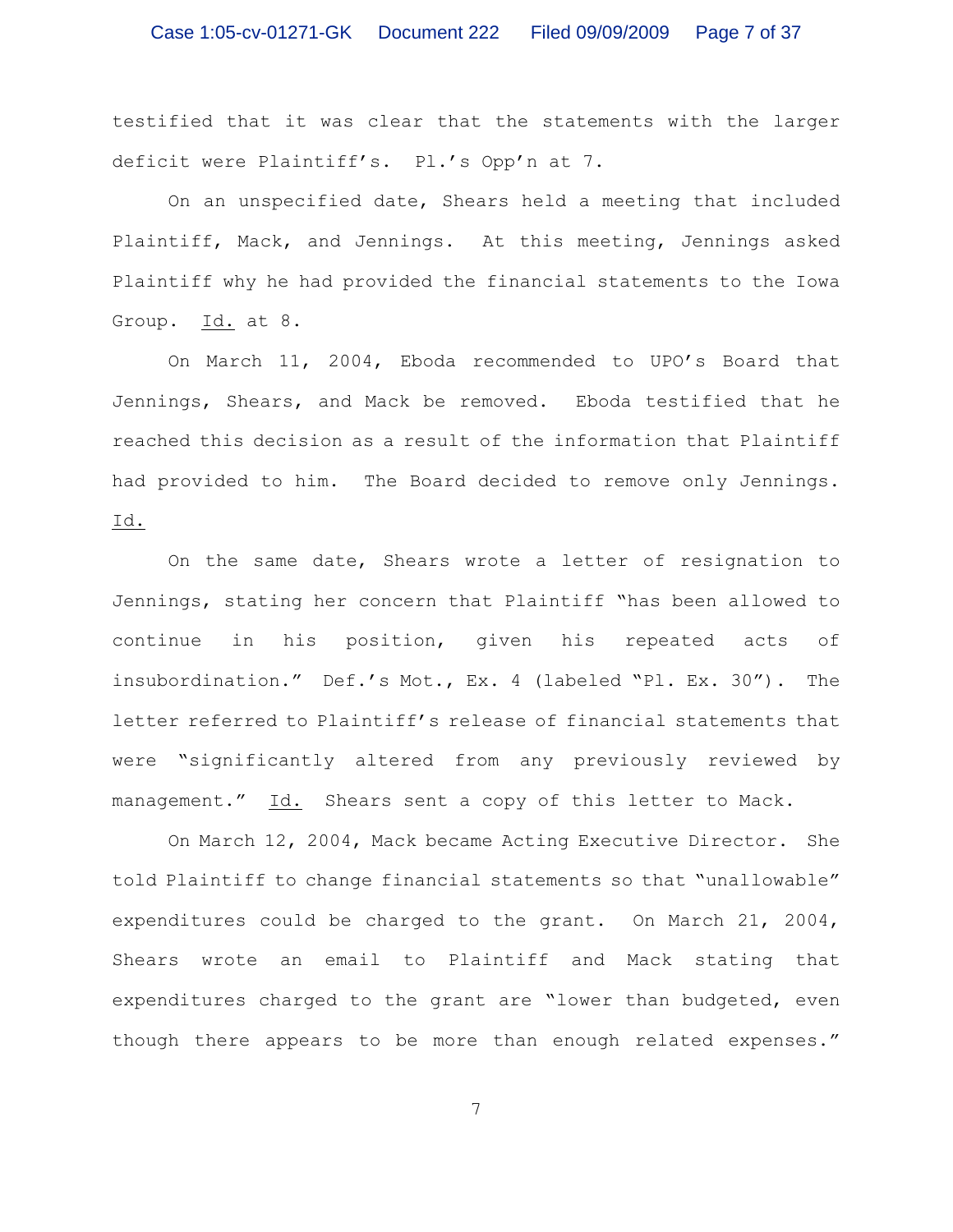testified that it was clear that the statements with the larger deficit were Plaintiff's. Pl.'s Opp'n at 7.

On an unspecified date, Shears held a meeting that included Plaintiff, Mack, and Jennings. At this meeting, Jennings asked Plaintiff why he had provided the financial statements to the Iowa Group. Id. at 8.

On March 11, 2004, Eboda recommended to UPO's Board that Jennings, Shears, and Mack be removed. Eboda testified that he reached this decision as a result of the information that Plaintiff had provided to him. The Board decided to remove only Jennings. Id.

On the same date, Shears wrote a letter of resignation to Jennings, stating her concern that Plaintiff "has been allowed to continue in his position, given his repeated acts of insubordination." Def.'s Mot., Ex. 4 (labeled "Pl. Ex. 30"). The letter referred to Plaintiff's release of financial statements that were "significantly altered from any previously reviewed by management." Id. Shears sent a copy of this letter to Mack.

On March 12, 2004, Mack became Acting Executive Director. She told Plaintiff to change financial statements so that "unallowable" expenditures could be charged to the grant. On March 21, 2004, Shears wrote an email to Plaintiff and Mack stating that expenditures charged to the grant are "lower than budgeted, even though there appears to be more than enough related expenses."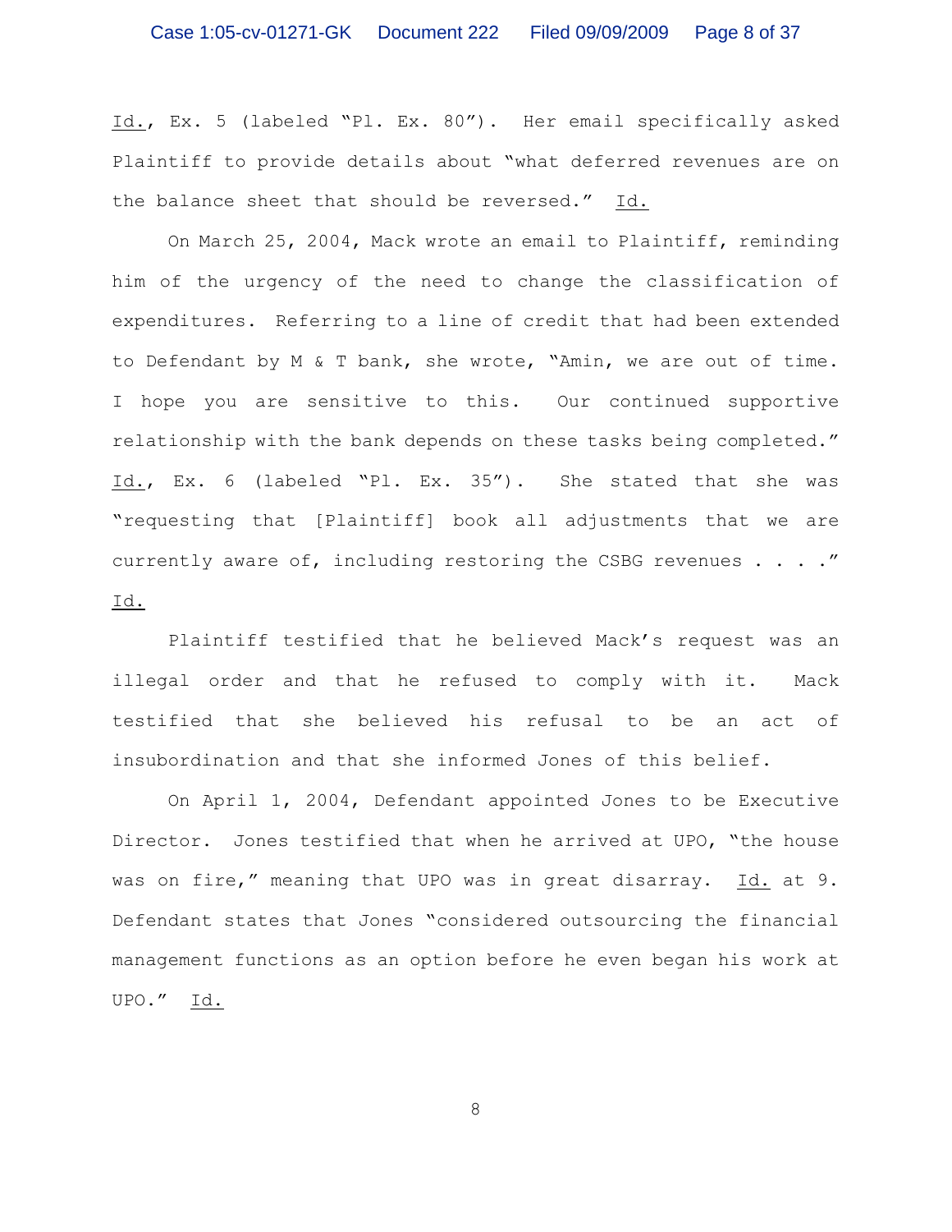Id., Ex. 5 (labeled "Pl. Ex. 80"). Her email specifically asked Plaintiff to provide details about "what deferred revenues are on the balance sheet that should be reversed." Id.

On March 25, 2004, Mack wrote an email to Plaintiff, reminding him of the urgency of the need to change the classification of expenditures. Referring to a line of credit that had been extended to Defendant by M & T bank, she wrote, "Amin, we are out of time. I hope you are sensitive to this. Our continued supportive relationship with the bank depends on these tasks being completed." Id., Ex. 6 (labeled "Pl. Ex. 35"). She stated that she was "requesting that [Plaintiff] book all adjustments that we are currently aware of, including restoring the CSBG revenues . . . ." Id.

Plaintiff testified that he believed Mack's request was an illegal order and that he refused to comply with it. Mack testified that she believed his refusal to be an act of insubordination and that she informed Jones of this belief.

On April 1, 2004, Defendant appointed Jones to be Executive Director. Jones testified that when he arrived at UPO, "the house was on fire," meaning that UPO was in great disarray. Id. at 9. Defendant states that Jones "considered outsourcing the financial management functions as an option before he even began his work at UPO." Id.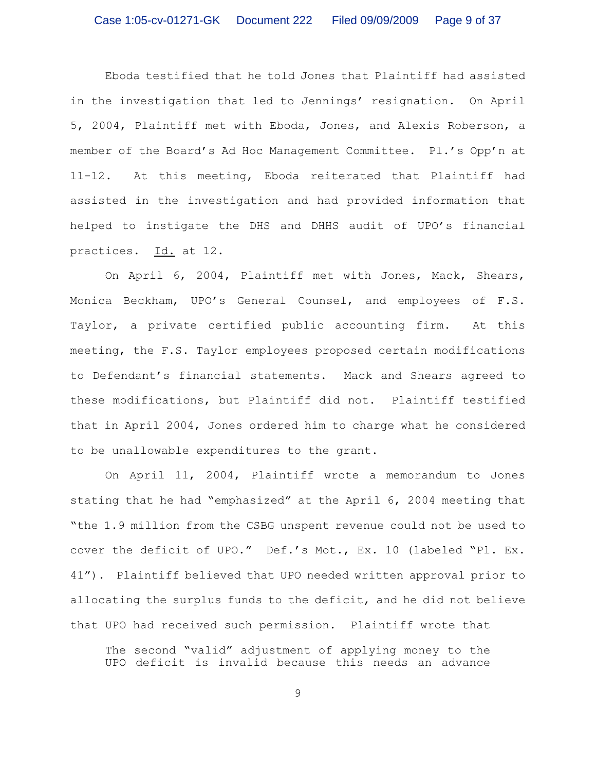Eboda testified that he told Jones that Plaintiff had assisted in the investigation that led to Jennings' resignation. On April 5, 2004, Plaintiff met with Eboda, Jones, and Alexis Roberson, a member of the Board's Ad Hoc Management Committee. Pl.'s Opp'n at 11-12. At this meeting, Eboda reiterated that Plaintiff had assisted in the investigation and had provided information that helped to instigate the DHS and DHHS audit of UPO's financial practices. Id. at 12.

On April 6, 2004, Plaintiff met with Jones, Mack, Shears, Monica Beckham, UPO's General Counsel, and employees of F.S. Taylor, a private certified public accounting firm. At this meeting, the F.S. Taylor employees proposed certain modifications to Defendant's financial statements. Mack and Shears agreed to these modifications, but Plaintiff did not. Plaintiff testified that in April 2004, Jones ordered him to charge what he considered to be unallowable expenditures to the grant.

On April 11, 2004, Plaintiff wrote a memorandum to Jones stating that he had "emphasized" at the April 6, 2004 meeting that "the 1.9 million from the CSBG unspent revenue could not be used to cover the deficit of UPO." Def.'s Mot., Ex. 10 (labeled "Pl. Ex. 41"). Plaintiff believed that UPO needed written approval prior to allocating the surplus funds to the deficit, and he did not believe that UPO had received such permission. Plaintiff wrote that

> The second "valid" adjustment of applying money to the UPO deficit is invalid because this needs an advance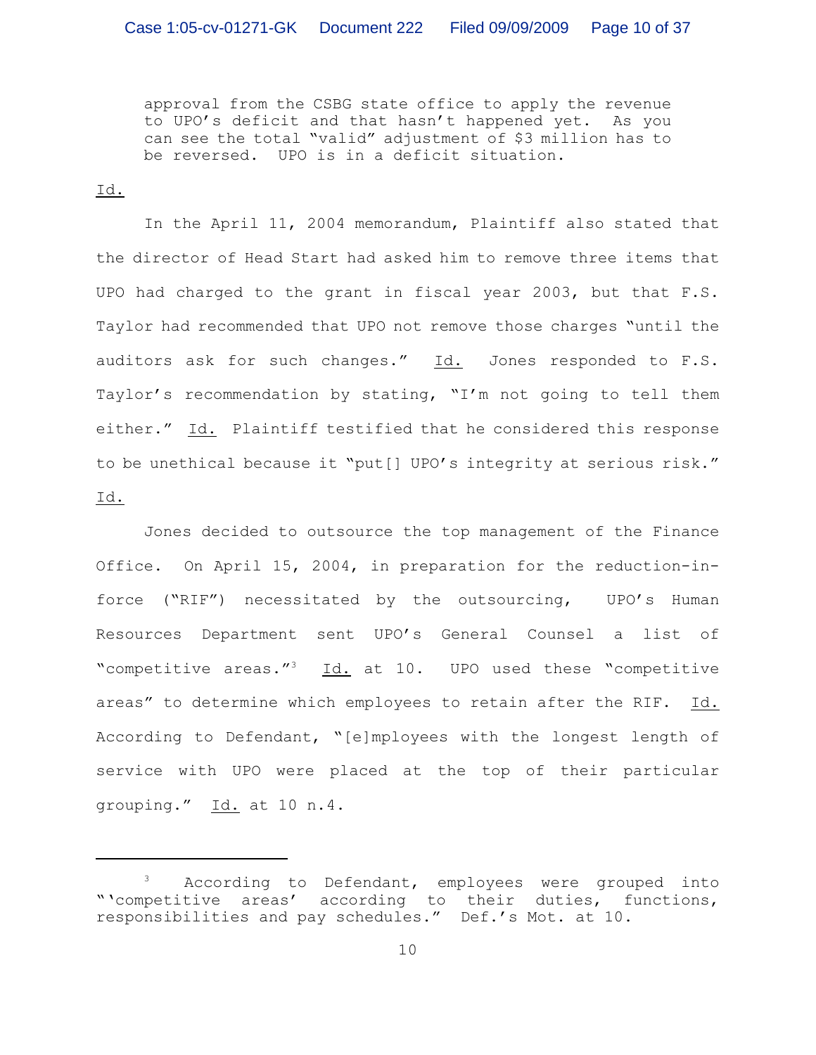> approval from the CSBG state office to apply the revenue to UPO's deficit and that hasn't happened yet. As you can see the total "valid" adjustment of $3 million has to be reversed. UPO is in a deficit situation.

Id.

In the April 11, 2004 memorandum, Plaintiff also stated that the director of Head Start had asked him to remove three items that UPO had charged to the grant in fiscal year 2003, but that F.S. Taylor had recommended that UPO not remove those charges "until the auditors ask for such changes." Id. Jones responded to F.S. Taylor's recommendation by stating, "I'm not going to tell them either." Id. Plaintiff testified that he considered this response to be unethical because it "put[] UPO's integrity at serious risk." Id.

Jones decided to outsource the top management of the Finance Office. On April 15, 2004, in preparation for the reduction-in-force ("RIF") necessitated by the outsourcing, UPO's Human Resources Department sent UPO's General Counsel a list of "competitive areas."[3] Id. at 10. UPO used these "competitive areas" to determine which employees to retain after the RIF. Id. According to Defendant, "[e]mployees with the longest length of service with UPO were placed at the top of their particular grouping." Id. at 10 n.4.

---

[3] According to Defendant, employees were grouped into "'competitive areas' according to their duties, functions, responsibilities and pay schedules." Def.'s Mot. at 10.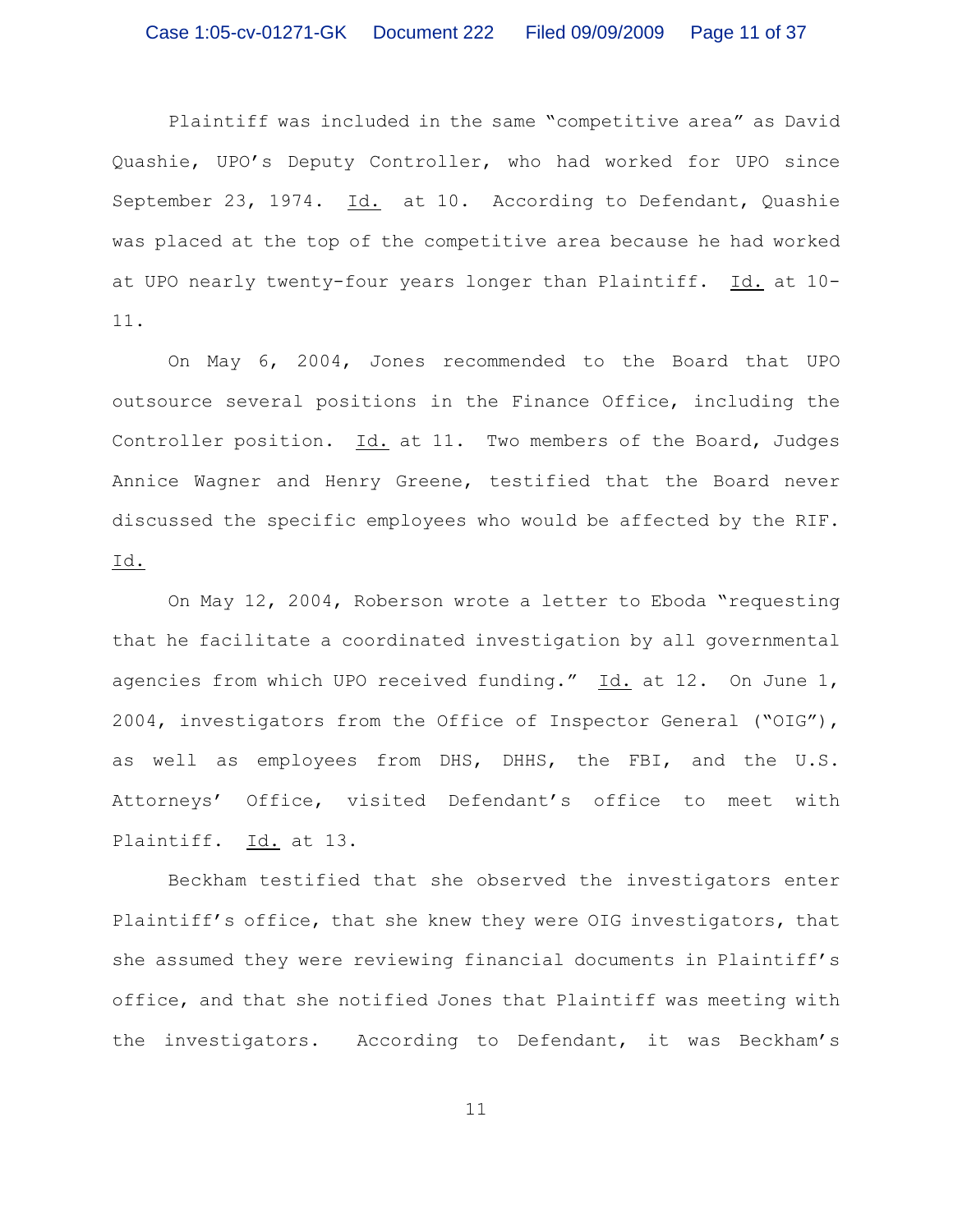Plaintiff was included in the same "competitive area" as David Quashie, UPO's Deputy Controller, who had worked for UPO since September 23, 1974. Id. at 10. According to Defendant, Quashie was placed at the top of the competitive area because he had worked at UPO nearly twenty-four years longer than Plaintiff. Id. at 10-11.

On May 6, 2004, Jones recommended to the Board that UPO outsource several positions in the Finance Office, including the Controller position. Id. at 11. Two members of the Board, Judges Annice Wagner and Henry Greene, testified that the Board never discussed the specific employees who would be affected by the RIF. Id.

On May 12, 2004, Roberson wrote a letter to Eboda "requesting that he facilitate a coordinated investigation by all governmental agencies from which UPO received funding." Id. at 12. On June 1, 2004, investigators from the Office of Inspector General ("OIG"), as well as employees from DHS, DHHS, the FBI, and the U.S. Attorneys' Office, visited Defendant's office to meet with Plaintiff. Id. at 13.

Beckham testified that she observed the investigators enter Plaintiff's office, that she knew they were OIG investigators, that she assumed they were reviewing financial documents in Plaintiff's office, and that she notified Jones that Plaintiff was meeting with the investigators. According to Defendant, it was Beckham's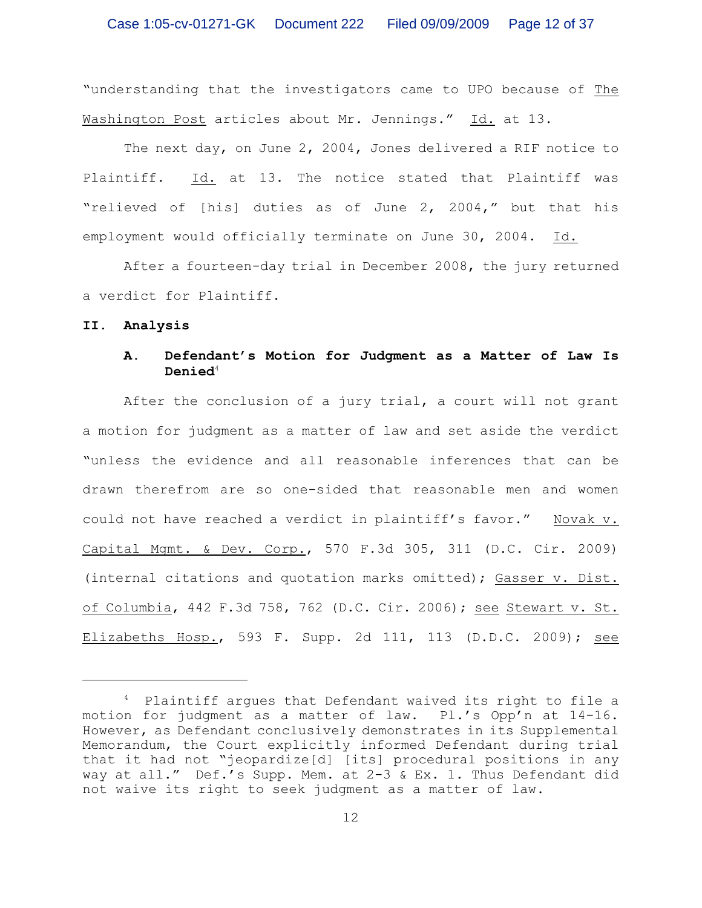"understanding that the investigators came to UPO because of The Washington Post articles about Mr. Jennings." Id. at 13.

The next day, on June 2, 2004, Jones delivered a RIF notice to Plaintiff. Id. at 13. The notice stated that Plaintiff was "relieved of [his] duties as of June 2, 2004," but that his employment would officially terminate on June 30, 2004. Id.

After a fourteen-day trial in December 2008, the jury returned a verdict for Plaintiff.

## II. Analysis

### A. Defendant's Motion for Judgment as a Matter of Law Is Denied[4]

After the conclusion of a jury trial, a court will not grant a motion for judgment as a matter of law and set aside the verdict "unless the evidence and all reasonable inferences that can be drawn therefrom are so one-sided that reasonable men and women could not have reached a verdict in plaintiff's favor." Novak v. Capital Mgmt. & Dev. Corp., 570 F.3d 305, 311 (D.C. Cir. 2009) (internal citations and quotation marks omitted); Gasser v. Dist. of Columbia, 442 F.3d 758, 762 (D.C. Cir. 2006); see Stewart v. St. Elizabeths Hosp., 593 F. Supp. 2d 111, 113 (D.D.C. 2009); see

---

[4] Plaintiff argues that Defendant waived its right to file a motion for judgment as a matter of law. Pl.'s Opp'n at 14-16. However, as Defendant conclusively demonstrates in its Supplemental Memorandum, the Court explicitly informed Defendant during trial that it had not "jeopardize[d] [its] procedural positions in any way at all." Def.'s Supp. Mem. at 2-3 & Ex. 1. Thus Defendant did not waive its right to seek judgment as a matter of law.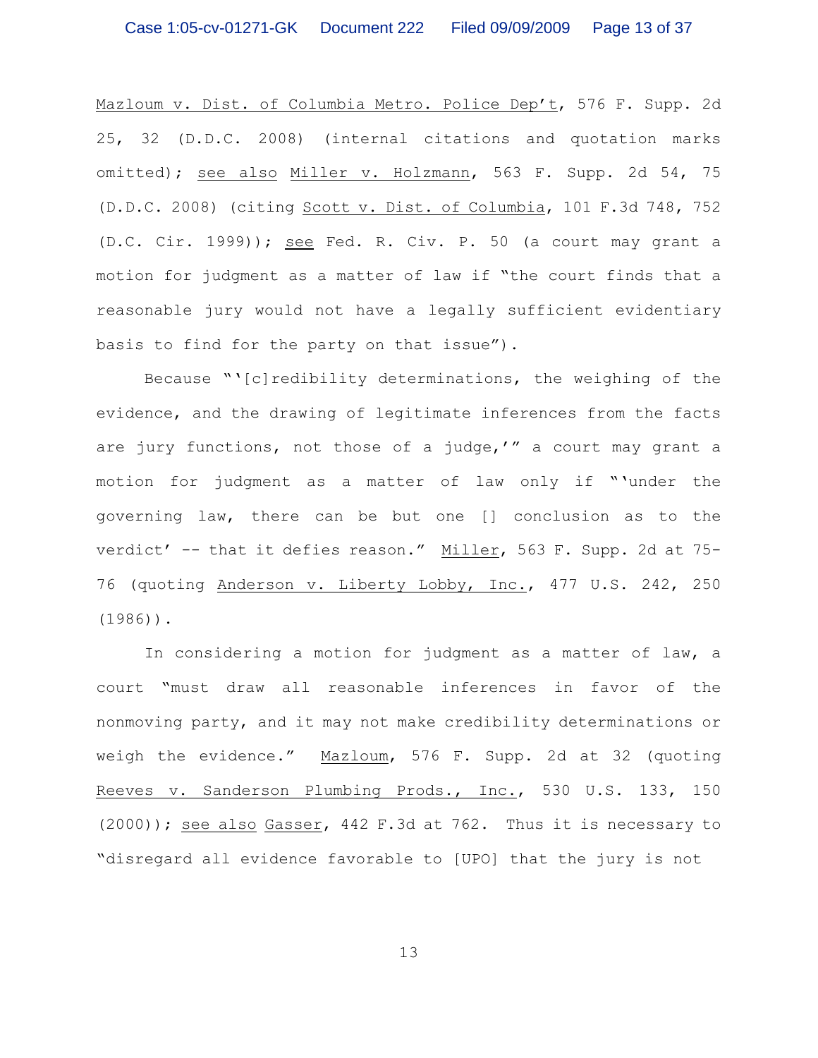Mazloum v. Dist. of Columbia Metro. Police Dep't, 576 F. Supp. 2d 25, 32 (D.D.C. 2008) (internal citations and quotation marks omitted); see also Miller v. Holzmann, 563 F. Supp. 2d 54, 75 (D.D.C. 2008) (citing Scott v. Dist. of Columbia, 101 F.3d 748, 752 (D.C. Cir. 1999)); see Fed. R. Civ. P. 50 (a court may grant a motion for judgment as a matter of law if "the court finds that a reasonable jury would not have a legally sufficient evidentiary basis to find for the party on that issue").

Because "'[c]redibility determinations, the weighing of the evidence, and the drawing of legitimate inferences from the facts are jury functions, not those of a judge,'" a court may grant a motion for judgment as a matter of law only if "'under the governing law, there can be but one [] conclusion as to the verdict' -- that it defies reason." Miller, 563 F. Supp. 2d at 75-76 (quoting Anderson v. Liberty Lobby, Inc., 477 U.S. 242, 250 (1986)).

In considering a motion for judgment as a matter of law, a court "must draw all reasonable inferences in favor of the nonmoving party, and it may not make credibility determinations or weigh the evidence." Mazloum, 576 F. Supp. 2d at 32 (quoting Reeves v. Sanderson Plumbing Prods., Inc., 530 U.S. 133, 150 (2000)); see also Gasser, 442 F.3d at 762. Thus it is necessary to "disregard all evidence favorable to [UPO] that the jury is not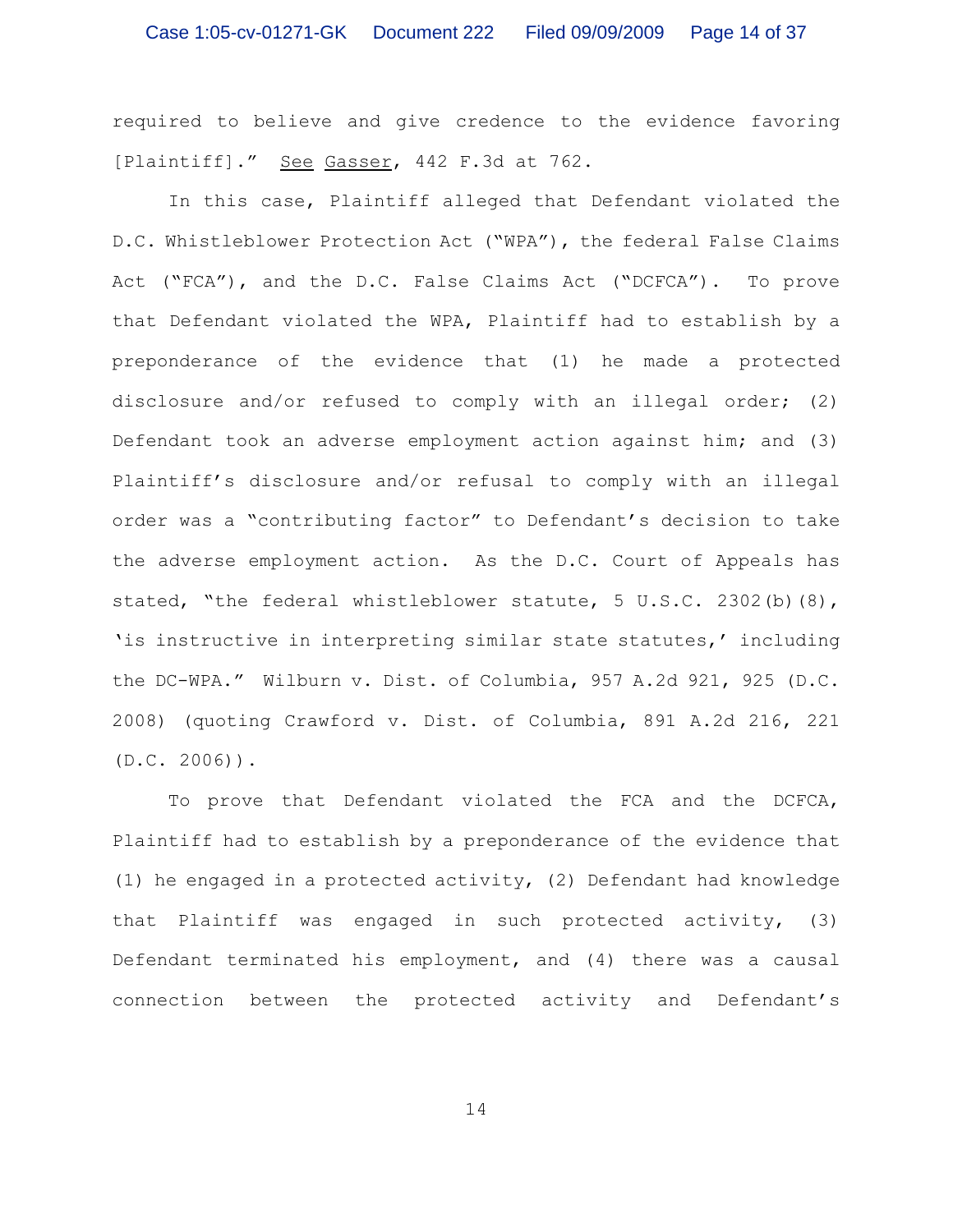required to believe and give credence to the evidence favoring [Plaintiff]." See Gasser, 442 F.3d at 762.

In this case, Plaintiff alleged that Defendant violated the D.C. Whistleblower Protection Act ("WPA"), the federal False Claims Act ("FCA"), and the D.C. False Claims Act ("DCFCA"). To prove that Defendant violated the WPA, Plaintiff had to establish by a preponderance of the evidence that (1) he made a protected disclosure and/or refused to comply with an illegal order; (2) Defendant took an adverse employment action against him; and (3) Plaintiff's disclosure and/or refusal to comply with an illegal order was a "contributing factor" to Defendant's decision to take the adverse employment action. As the D.C. Court of Appeals has stated, "the federal whistleblower statute, 5 U.S.C. 2302(b)(8), 'is instructive in interpreting similar state statutes,' including the DC-WPA." Wilburn v. Dist. of Columbia, 957 A.2d 921, 925 (D.C. 2008) (quoting Crawford v. Dist. of Columbia, 891 A.2d 216, 221 (D.C. 2006)).

To prove that Defendant violated the FCA and the DCFCA, Plaintiff had to establish by a preponderance of the evidence that (1) he engaged in a protected activity, (2) Defendant had knowledge that Plaintiff was engaged in such protected activity, (3) Defendant terminated his employment, and (4) there was a causal connection between the protected activity and Defendant's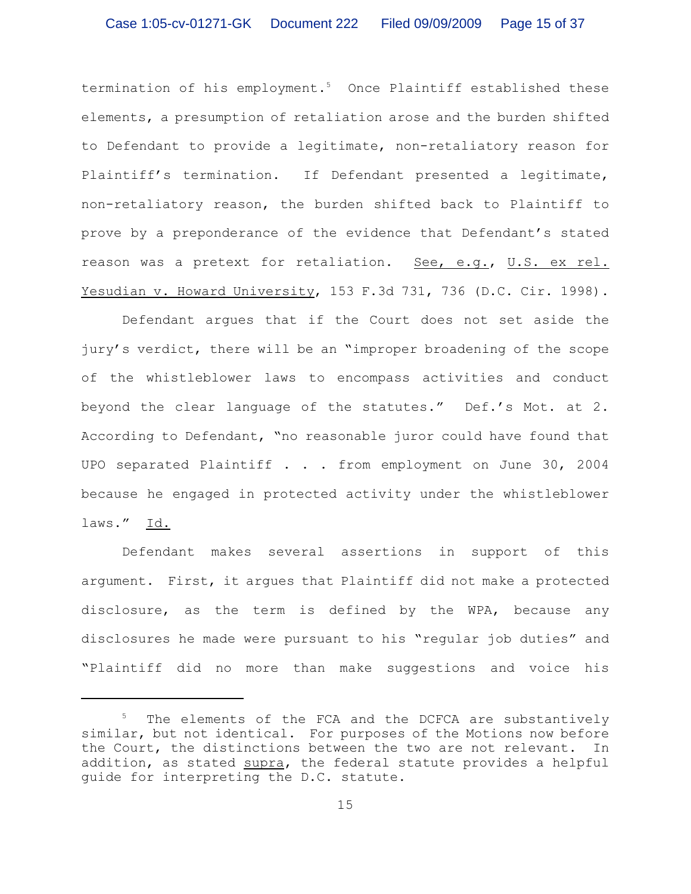termination of his employment.[5] Once Plaintiff established these elements, a presumption of retaliation arose and the burden shifted to Defendant to provide a legitimate, non-retaliatory reason for Plaintiff's termination. If Defendant presented a legitimate, non-retaliatory reason, the burden shifted back to Plaintiff to prove by a preponderance of the evidence that Defendant's stated reason was a pretext for retaliation. See, e.g., U.S. ex rel. Yesudian v. Howard University, 153 F.3d 731, 736 (D.C. Cir. 1998).

Defendant argues that if the Court does not set aside the jury's verdict, there will be an "improper broadening of the scope of the whistleblower laws to encompass activities and conduct beyond the clear language of the statutes." Def.'s Mot. at 2. According to Defendant, "no reasonable juror could have found that UPO separated Plaintiff . . . from employment on June 30, 2004 because he engaged in protected activity under the whistleblower laws." Id.

Defendant makes several assertions in support of this argument. First, it argues that Plaintiff did not make a protected disclosure, as the term is defined by the WPA, because any disclosures he made were pursuant to his "regular job duties" and "Plaintiff did no more than make suggestions and voice his

---

[5] The elements of the FCA and the DCFCA are substantively similar, but not identical. For purposes of the Motions now before the Court, the distinctions between the two are not relevant. In addition, as stated supra, the federal statute provides a helpful guide for interpreting the D.C. statute.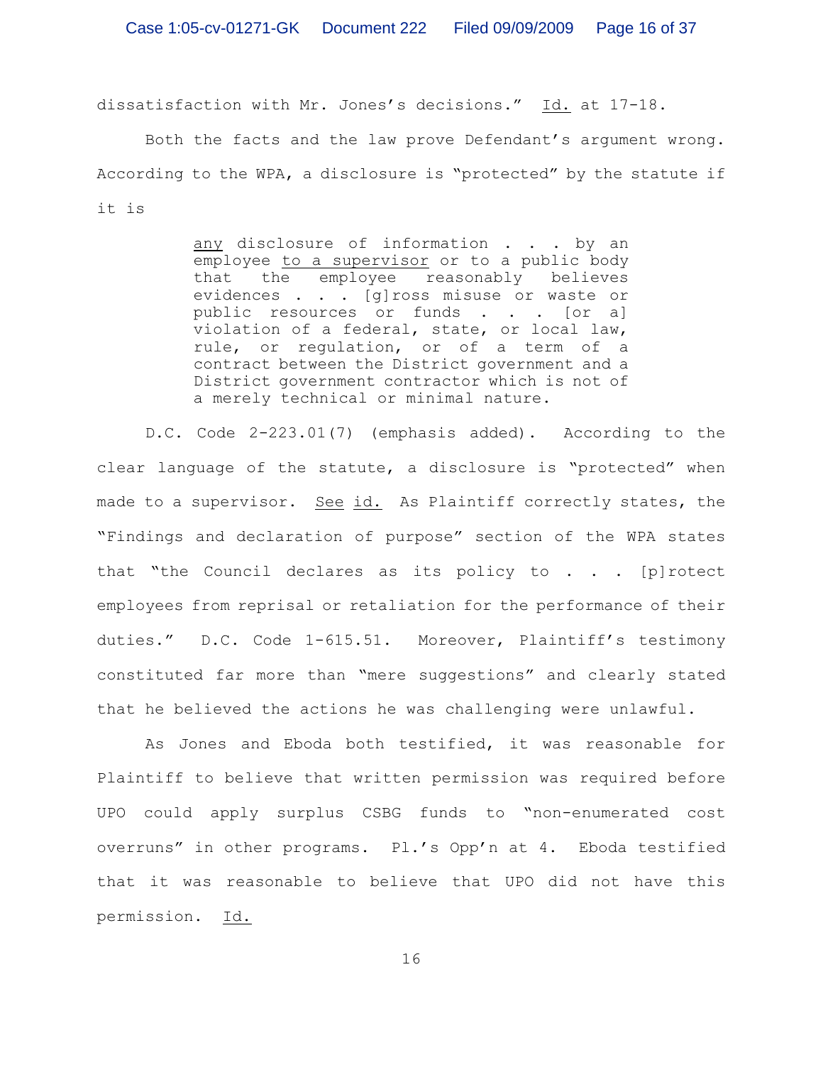dissatisfaction with Mr. Jones's decisions." Id. at 17-18.

Both the facts and the law prove Defendant's argument wrong. According to the WPA, a disclosure is "protected" by the statute if it is

> any disclosure of information . . . by an employee to a supervisor or to a public body that the employee reasonably believes evidences . . . [g]ross misuse or waste or public resources or funds . . . [or a] violation of a federal, state, or local law, rule, or regulation, or of a term of a contract between the District government and a District government contractor which is not of a merely technical or minimal nature.

D.C. Code 2-223.01(7) (emphasis added). According to the clear language of the statute, a disclosure is "protected" when made to a supervisor. See id. As Plaintiff correctly states, the "Findings and declaration of purpose" section of the WPA states that "the Council declares as its policy to . . . [p]rotect employees from reprisal or retaliation for the performance of their duties." D.C. Code 1-615.51. Moreover, Plaintiff's testimony constituted far more than "mere suggestions" and clearly stated that he believed the actions he was challenging were unlawful.

As Jones and Eboda both testified, it was reasonable for Plaintiff to believe that written permission was required before UPO could apply surplus CSBG funds to "non-enumerated cost overruns" in other programs. Pl.'s Opp'n at 4. Eboda testified that it was reasonable to believe that UPO did not have this permission. Id.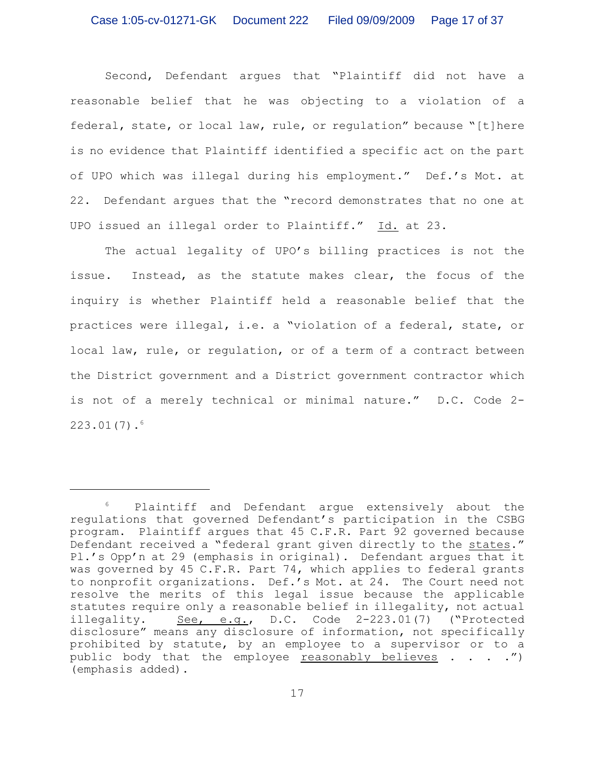Second, Defendant argues that "Plaintiff did not have a reasonable belief that he was objecting to a violation of a federal, state, or local law, rule, or regulation" because "[t]here is no evidence that Plaintiff identified a specific act on the part of UPO which was illegal during his employment." Def.'s Mot. at 22. Defendant argues that the "record demonstrates that no one at UPO issued an illegal order to Plaintiff." Id. at 23.

The actual legality of UPO's billing practices is not the issue. Instead, as the statute makes clear, the focus of the inquiry is whether Plaintiff held a reasonable belief that the practices were illegal, i.e. a "violation of a federal, state, or local law, rule, or regulation, or of a term of a contract between the District government and a District government contractor which is not of a merely technical or minimal nature." D.C. Code 2-223.01(7).[6]

---

[6] Plaintiff and Defendant argue extensively about the regulations that governed Defendant's participation in the CSBG program. Plaintiff argues that 45 C.F.R. Part 92 governed because Defendant received a "federal grant given directly to the states." Pl.'s Opp'n at 29 (emphasis in original). Defendant argues that it was governed by 45 C.F.R. Part 74, which applies to federal grants to nonprofit organizations. Def.'s Mot. at 24. The Court need not resolve the merits of this legal issue because the applicable statutes require only a reasonable belief in illegality, not actual illegality. See, e.g., D.C. Code 2-223.01(7) ("Protected disclosure" means any disclosure of information, not specifically prohibited by statute, by an employee to a supervisor or to a public body that the employee reasonably believes . . . .") (emphasis added).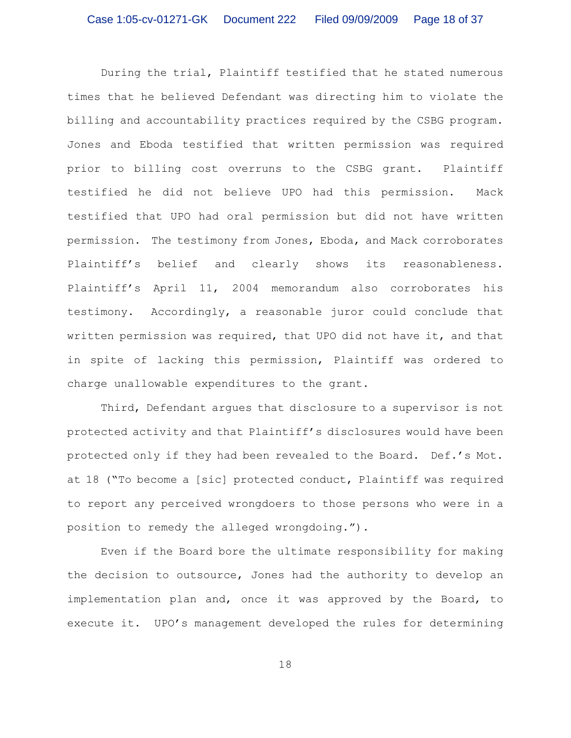During the trial, Plaintiff testified that he stated numerous times that he believed Defendant was directing him to violate the billing and accountability practices required by the CSBG program. Jones and Eboda testified that written permission was required prior to billing cost overruns to the CSBG grant. Plaintiff testified he did not believe UPO had this permission. Mack testified that UPO had oral permission but did not have written permission. The testimony from Jones, Eboda, and Mack corroborates Plaintiff's belief and clearly shows its reasonableness. Plaintiff's April 11, 2004 memorandum also corroborates his testimony. Accordingly, a reasonable juror could conclude that written permission was required, that UPO did not have it, and that in spite of lacking this permission, Plaintiff was ordered to charge unallowable expenditures to the grant.

Third, Defendant argues that disclosure to a supervisor is not protected activity and that Plaintiff's disclosures would have been protected only if they had been revealed to the Board. Def.'s Mot. at 18 ("To become a [sic] protected conduct, Plaintiff was required to report any perceived wrongdoers to those persons who were in a position to remedy the alleged wrongdoing.").

Even if the Board bore the ultimate responsibility for making the decision to outsource, Jones had the authority to develop an implementation plan and, once it was approved by the Board, to execute it. UPO's management developed the rules for determining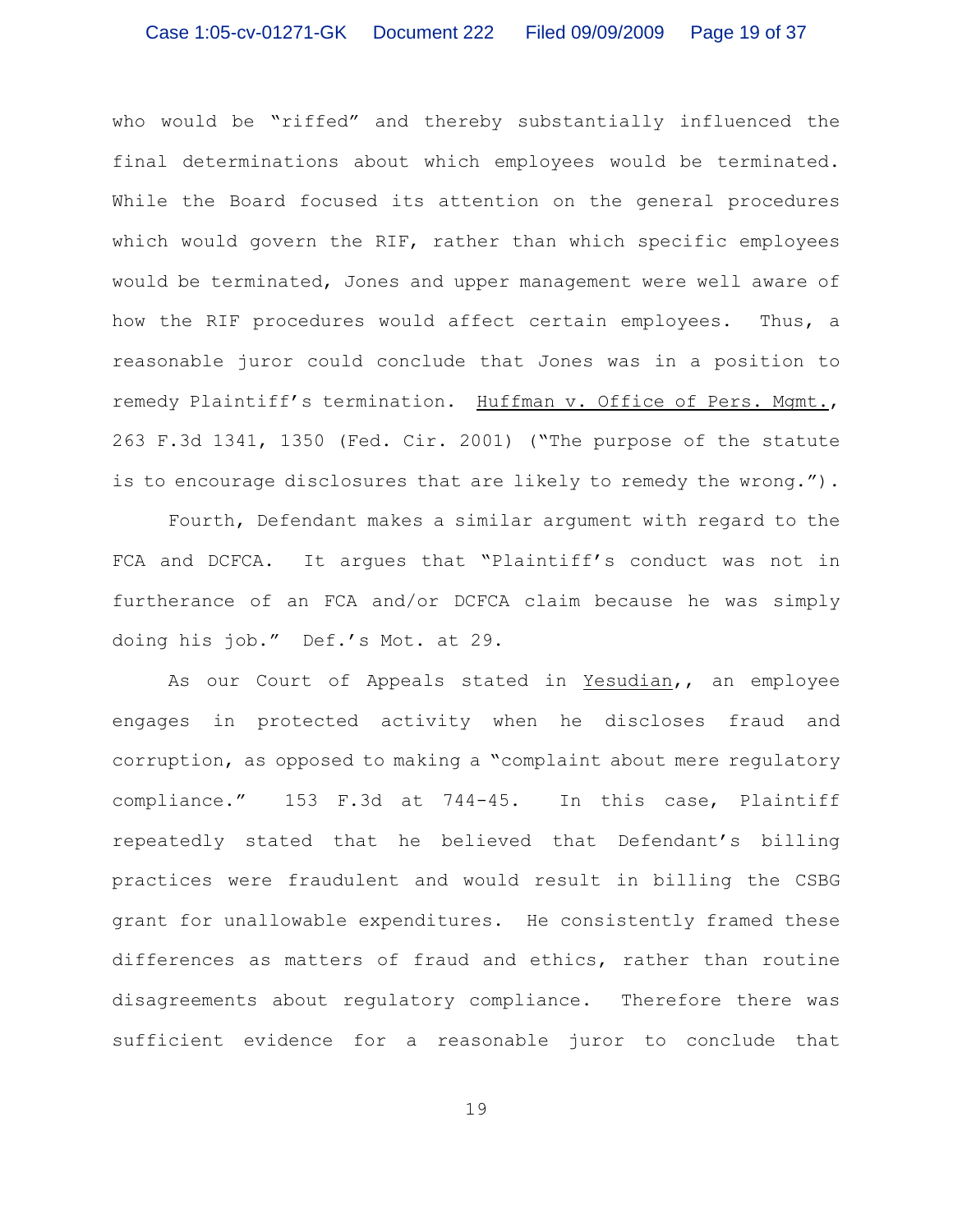who would be "riffed" and thereby substantially influenced the final determinations about which employees would be terminated. While the Board focused its attention on the general procedures which would govern the RIF, rather than which specific employees would be terminated, Jones and upper management were well aware of how the RIF procedures would affect certain employees. Thus, a reasonable juror could conclude that Jones was in a position to remedy Plaintiff's termination. Huffman v. Office of Pers. Mgmt., 263 F.3d 1341, 1350 (Fed. Cir. 2001) ("The purpose of the statute is to encourage disclosures that are likely to remedy the wrong.").

Fourth, Defendant makes a similar argument with regard to the FCA and DCFCA. It argues that "Plaintiff's conduct was not in furtherance of an FCA and/or DCFCA claim because he was simply doing his job." Def.'s Mot. at 29.

As our Court of Appeals stated in Yesudian,, an employee engages in protected activity when he discloses fraud and corruption, as opposed to making a "complaint about mere regulatory compliance." 153 F.3d at 744-45. In this case, Plaintiff repeatedly stated that he believed that Defendant's billing practices were fraudulent and would result in billing the CSBG grant for unallowable expenditures. He consistently framed these differences as matters of fraud and ethics, rather than routine disagreements about regulatory compliance. Therefore there was sufficient evidence for a reasonable juror to conclude that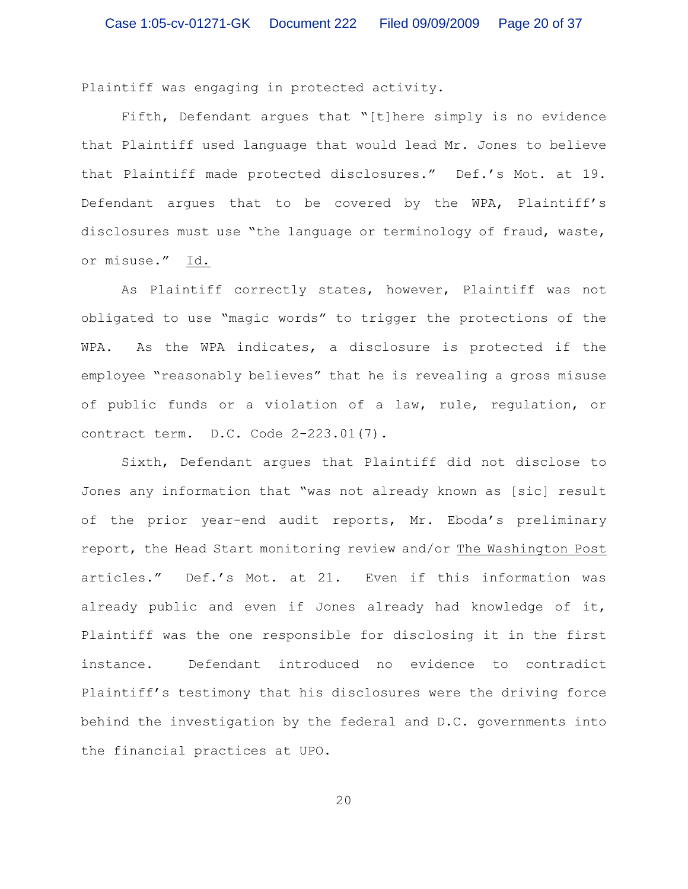Plaintiff was engaging in protected activity.

Fifth, Defendant argues that "[t]here simply is no evidence that Plaintiff used language that would lead Mr. Jones to believe that Plaintiff made protected disclosures." Def.'s Mot. at 19. Defendant argues that to be covered by the WPA, Plaintiff's disclosures must use "the language or terminology of fraud, waste, or misuse." Id.

As Plaintiff correctly states, however, Plaintiff was not obligated to use "magic words" to trigger the protections of the WPA. As the WPA indicates, a disclosure is protected if the employee "reasonably believes" that he is revealing a gross misuse of public funds or a violation of a law, rule, regulation, or contract term. D.C. Code 2-223.01(7).

Sixth, Defendant argues that Plaintiff did not disclose to Jones any information that "was not already known as [sic] result of the prior year-end audit reports, Mr. Eboda's preliminary report, the Head Start monitoring review and/or The Washington Post articles." Def.'s Mot. at 21. Even if this information was already public and even if Jones already had knowledge of it, Plaintiff was the one responsible for disclosing it in the first instance. Defendant introduced no evidence to contradict Plaintiff's testimony that his disclosures were the driving force behind the investigation by the federal and D.C. governments into the financial practices at UPO.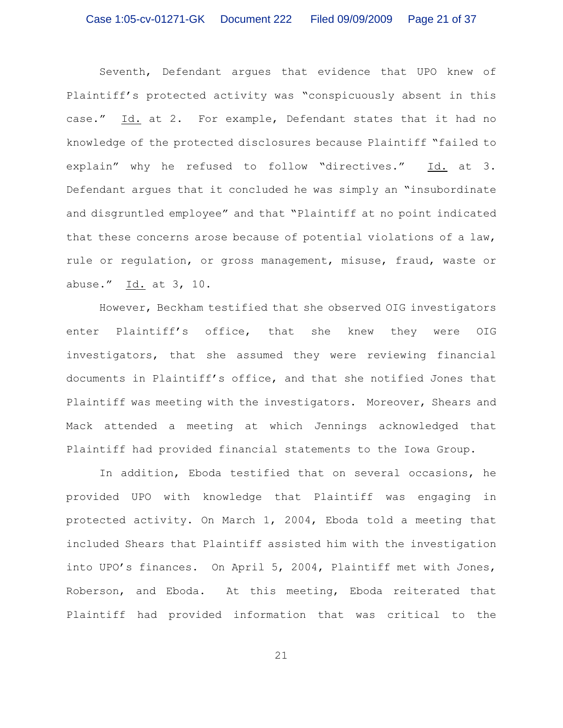Seventh, Defendant argues that evidence that UPO knew of Plaintiff's protected activity was "conspicuously absent in this case." Id. at 2. For example, Defendant states that it had no knowledge of the protected disclosures because Plaintiff "failed to explain" why he refused to follow "directives." Id. at 3. Defendant argues that it concluded he was simply an "insubordinate and disgruntled employee" and that "Plaintiff at no point indicated that these concerns arose because of potential violations of a law, rule or regulation, or gross management, misuse, fraud, waste or abuse." Id. at 3, 10.

However, Beckham testified that she observed OIG investigators enter Plaintiff's office, that she knew they were OIG investigators, that she assumed they were reviewing financial documents in Plaintiff's office, and that she notified Jones that Plaintiff was meeting with the investigators. Moreover, Shears and Mack attended a meeting at which Jennings acknowledged that Plaintiff had provided financial statements to the Iowa Group.

In addition, Eboda testified that on several occasions, he provided UPO with knowledge that Plaintiff was engaging in protected activity. On March 1, 2004, Eboda told a meeting that included Shears that Plaintiff assisted him with the investigation into UPO's finances. On April 5, 2004, Plaintiff met with Jones, Roberson, and Eboda. At this meeting, Eboda reiterated that Plaintiff had provided information that was critical to the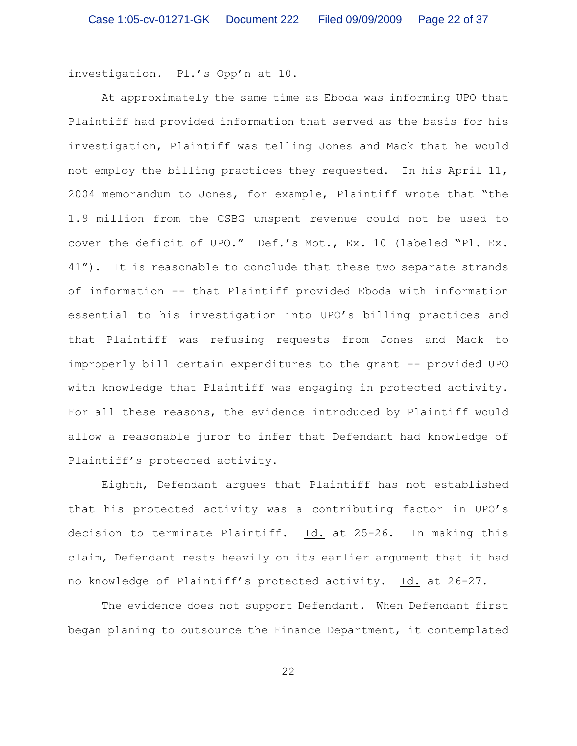investigation. Pl.'s Opp'n at 10.

At approximately the same time as Eboda was informing UPO that Plaintiff had provided information that served as the basis for his investigation, Plaintiff was telling Jones and Mack that he would not employ the billing practices they requested. In his April 11, 2004 memorandum to Jones, for example, Plaintiff wrote that "the 1.9 million from the CSBG unspent revenue could not be used to cover the deficit of UPO." Def.'s Mot., Ex. 10 (labeled "Pl. Ex. 41"). It is reasonable to conclude that these two separate strands of information -- that Plaintiff provided Eboda with information essential to his investigation into UPO's billing practices and that Plaintiff was refusing requests from Jones and Mack to improperly bill certain expenditures to the grant -- provided UPO with knowledge that Plaintiff was engaging in protected activity. For all these reasons, the evidence introduced by Plaintiff would allow a reasonable juror to infer that Defendant had knowledge of Plaintiff's protected activity.

Eighth, Defendant argues that Plaintiff has not established that his protected activity was a contributing factor in UPO's decision to terminate Plaintiff. Id. at 25-26. In making this claim, Defendant rests heavily on its earlier argument that it had no knowledge of Plaintiff's protected activity. Id. at 26-27.

The evidence does not support Defendant. When Defendant first began planing to outsource the Finance Department, it contemplated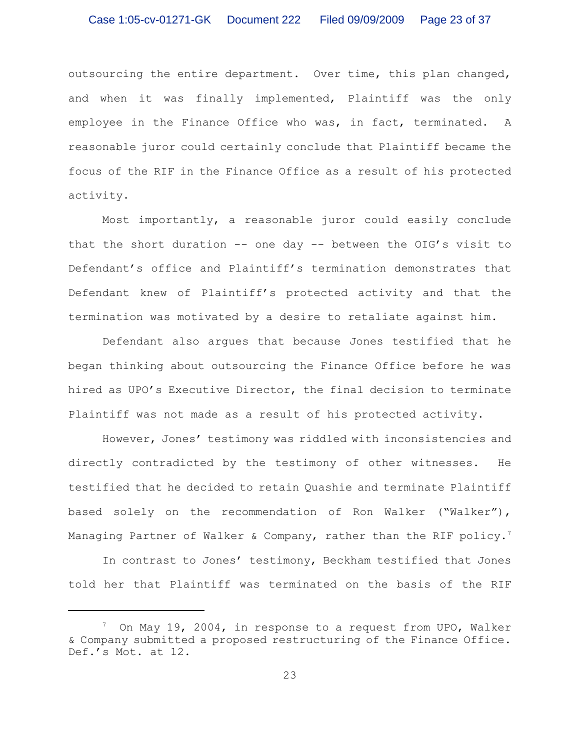outsourcing the entire department. Over time, this plan changed, and when it was finally implemented, Plaintiff was the only employee in the Finance Office who was, in fact, terminated. A reasonable juror could certainly conclude that Plaintiff became the focus of the RIF in the Finance Office as a result of his protected activity.

Most importantly, a reasonable juror could easily conclude that the short duration -- one day -- between the OIG's visit to Defendant's office and Plaintiff's termination demonstrates that Defendant knew of Plaintiff's protected activity and that the termination was motivated by a desire to retaliate against him.

Defendant also argues that because Jones testified that he began thinking about outsourcing the Finance Office before he was hired as UPO's Executive Director, the final decision to terminate Plaintiff was not made as a result of his protected activity.

However, Jones' testimony was riddled with inconsistencies and directly contradicted by the testimony of other witnesses. He testified that he decided to retain Quashie and terminate Plaintiff based solely on the recommendation of Ron Walker ("Walker"), Managing Partner of Walker & Company, rather than the RIF policy.[7]

In contrast to Jones' testimony, Beckham testified that Jones told her that Plaintiff was terminated on the basis of the RIF

---

[7] On May 19, 2004, in response to a request from UPO, Walker & Company submitted a proposed restructuring of the Finance Office. Def.'s Mot. at 12.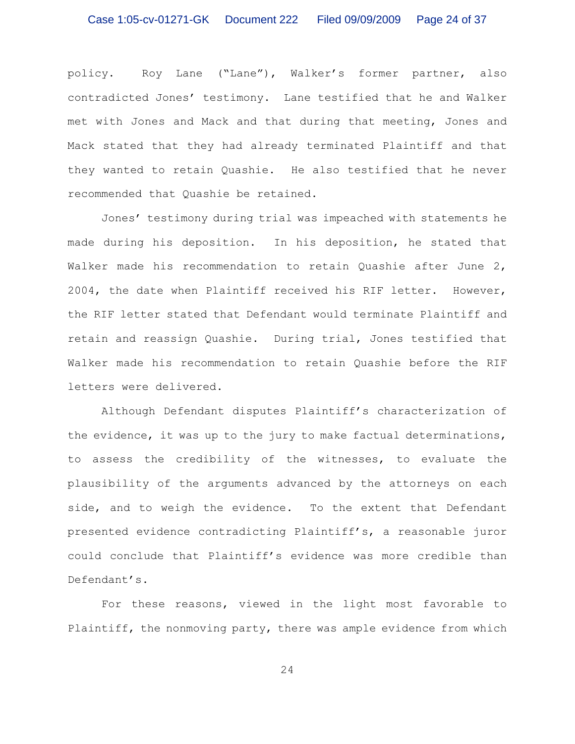policy. Roy Lane ("Lane"), Walker's former partner, also contradicted Jones' testimony. Lane testified that he and Walker met with Jones and Mack and that during that meeting, Jones and Mack stated that they had already terminated Plaintiff and that they wanted to retain Quashie. He also testified that he never recommended that Quashie be retained.

Jones' testimony during trial was impeached with statements he made during his deposition. In his deposition, he stated that Walker made his recommendation to retain Quashie after June 2, 2004, the date when Plaintiff received his RIF letter. However, the RIF letter stated that Defendant would terminate Plaintiff and retain and reassign Quashie. During trial, Jones testified that Walker made his recommendation to retain Quashie before the RIF letters were delivered.

Although Defendant disputes Plaintiff's characterization of the evidence, it was up to the jury to make factual determinations, to assess the credibility of the witnesses, to evaluate the plausibility of the arguments advanced by the attorneys on each side, and to weigh the evidence. To the extent that Defendant presented evidence contradicting Plaintiff's, a reasonable juror could conclude that Plaintiff's evidence was more credible than Defendant's.

For these reasons, viewed in the light most favorable to Plaintiff, the nonmoving party, there was ample evidence from which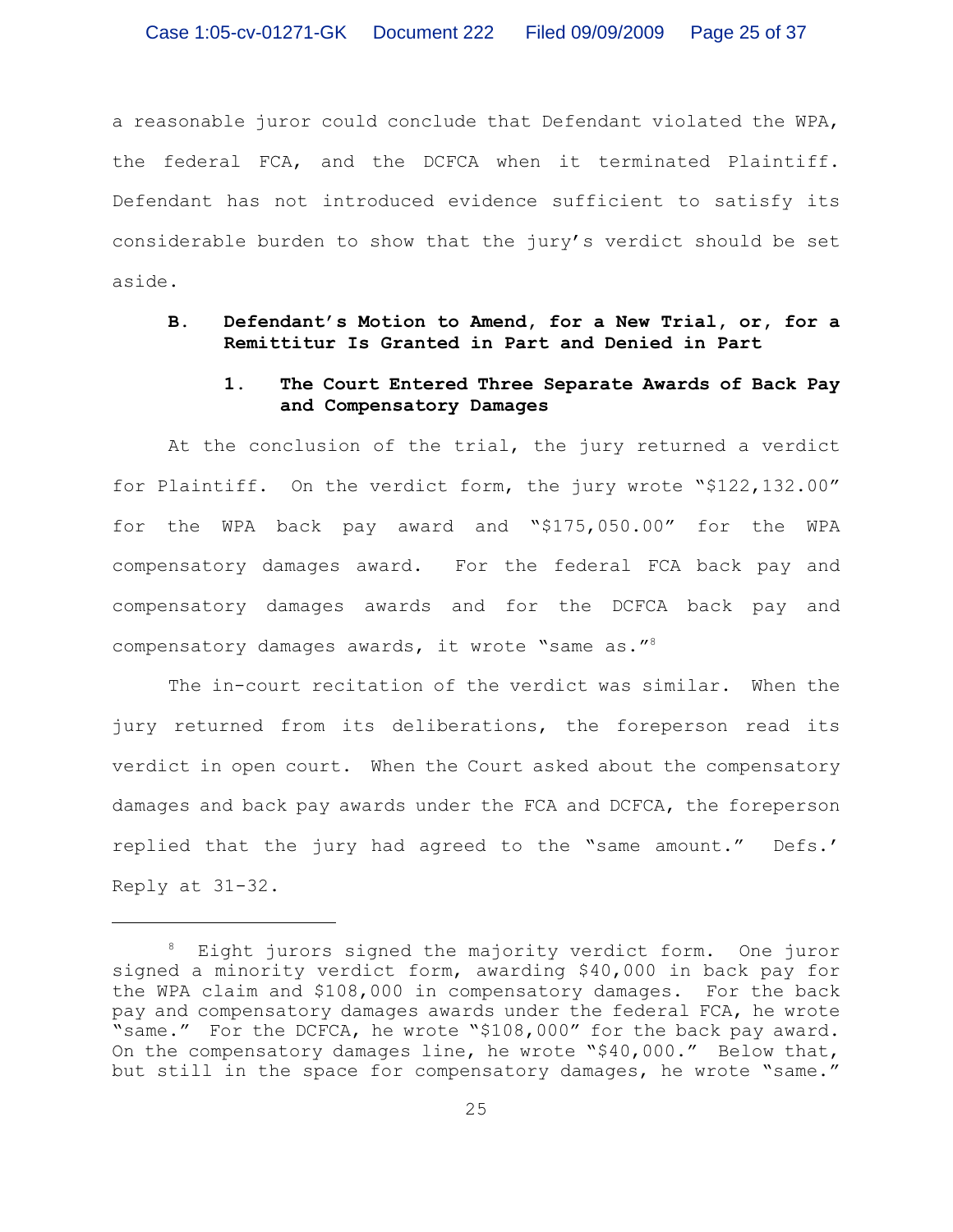a reasonable juror could conclude that Defendant violated the WPA, the federal FCA, and the DCFCA when it terminated Plaintiff. Defendant has not introduced evidence sufficient to satisfy its considerable burden to show that the jury's verdict should be set aside.

### B. Defendant's Motion to Amend, for a New Trial, or, for a Remittitur Is Granted in Part and Denied in Part

#### 1. The Court Entered Three Separate Awards of Back Pay and Compensatory Damages

At the conclusion of the trial, the jury returned a verdict for Plaintiff. On the verdict form, the jury wrote "$122,132.00" for the WPA back pay award and "$175,050.00" for the WPA compensatory damages award. For the federal FCA back pay and compensatory damages awards and for the DCFCA back pay and compensatory damages awards, it wrote "same as."[8]

The in-court recitation of the verdict was similar. When the jury returned from its deliberations, the foreperson read its verdict in open court. When the Court asked about the compensatory damages and back pay awards under the FCA and DCFCA, the foreperson replied that the jury had agreed to the "same amount." Defs.' Reply at 31-32.

---

[8] Eight jurors signed the majority verdict form. One juror signed a minority verdict form, awarding $40,000 in back pay for the WPA claim and $108,000 in compensatory damages. For the back pay and compensatory damages awards under the federal FCA, he wrote "same." For the DCFCA, he wrote "$108,000" for the back pay award. On the compensatory damages line, he wrote "$40,000." Below that, but still in the space for compensatory damages, he wrote "same."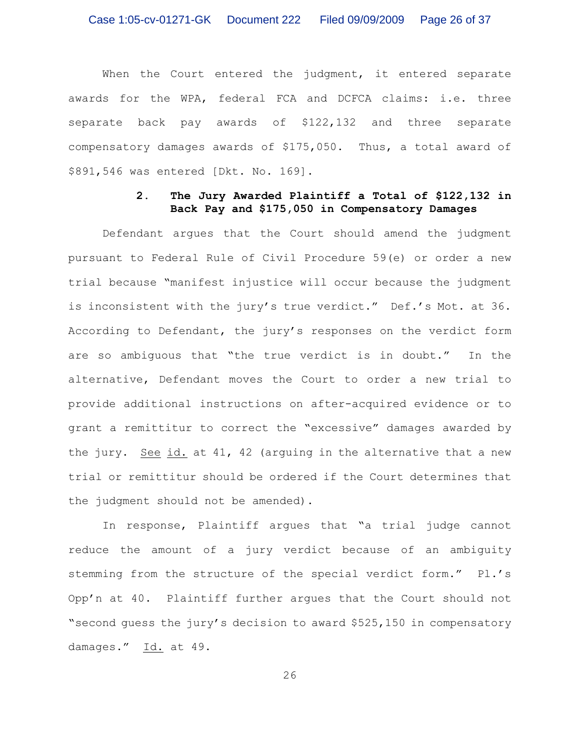When the Court entered the judgment, it entered separate awards for the WPA, federal FCA and DCFCA claims: i.e. three separate back pay awards of $122,132 and three separate compensatory damages awards of $175,050. Thus, a total award of $891,546 was entered [Dkt. No. 169].

### 2. The Jury Awarded Plaintiff a Total of $122,132 in Back Pay and $175,050 in Compensatory Damages

Defendant argues that the Court should amend the judgment pursuant to Federal Rule of Civil Procedure 59(e) or order a new trial because "manifest injustice will occur because the judgment is inconsistent with the jury's true verdict." Def.'s Mot. at 36. According to Defendant, the jury's responses on the verdict form are so ambiguous that "the true verdict is in doubt." In the alternative, Defendant moves the Court to order a new trial to provide additional instructions on after-acquired evidence or to grant a remittitur to correct the "excessive" damages awarded by the jury. See id. at 41, 42 (arguing in the alternative that a new trial or remittitur should be ordered if the Court determines that the judgment should not be amended).

In response, Plaintiff argues that "a trial judge cannot reduce the amount of a jury verdict because of an ambiguity stemming from the structure of the special verdict form." Pl.'s Opp'n at 40. Plaintiff further argues that the Court should not "second guess the jury's decision to award $525,150 in compensatory damages." Id. at 49.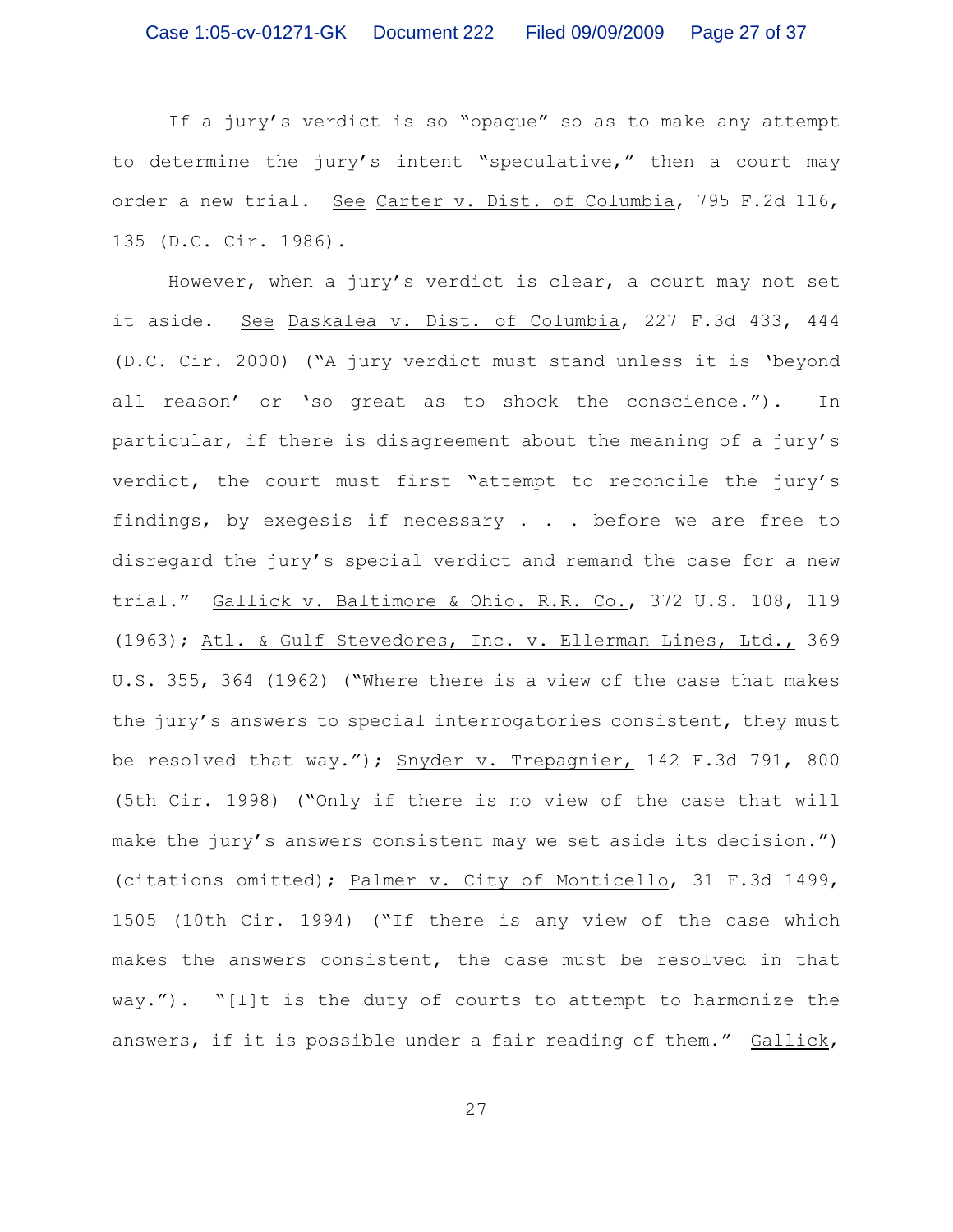If a jury's verdict is so "opaque" so as to make any attempt to determine the jury's intent "speculative," then a court may order a new trial. See Carter v. Dist. of Columbia, 795 F.2d 116, 135 (D.C. Cir. 1986).

However, when a jury's verdict is clear, a court may not set it aside. See Daskalea v. Dist. of Columbia, 227 F.3d 433, 444 (D.C. Cir. 2000) ("A jury verdict must stand unless it is 'beyond all reason' or 'so great as to shock the conscience."). In particular, if there is disagreement about the meaning of a jury's verdict, the court must first "attempt to reconcile the jury's findings, by exegesis if necessary . . . before we are free to disregard the jury's special verdict and remand the case for a new trial." Gallick v. Baltimore & Ohio. R.R. Co., 372 U.S. 108, 119 (1963); Atl. & Gulf Stevedores, Inc. v. Ellerman Lines, Ltd., 369 U.S. 355, 364 (1962) ("Where there is a view of the case that makes the jury's answers to special interrogatories consistent, they must be resolved that way."); Snyder v. Trepagnier, 142 F.3d 791, 800 (5th Cir. 1998) ("Only if there is no view of the case that will make the jury's answers consistent may we set aside its decision.") (citations omitted); Palmer v. City of Monticello, 31 F.3d 1499, 1505 (10th Cir. 1994) ("If there is any view of the case which makes the answers consistent, the case must be resolved in that way."). "[I]t is the duty of courts to attempt to harmonize the answers, if it is possible under a fair reading of them." Gallick,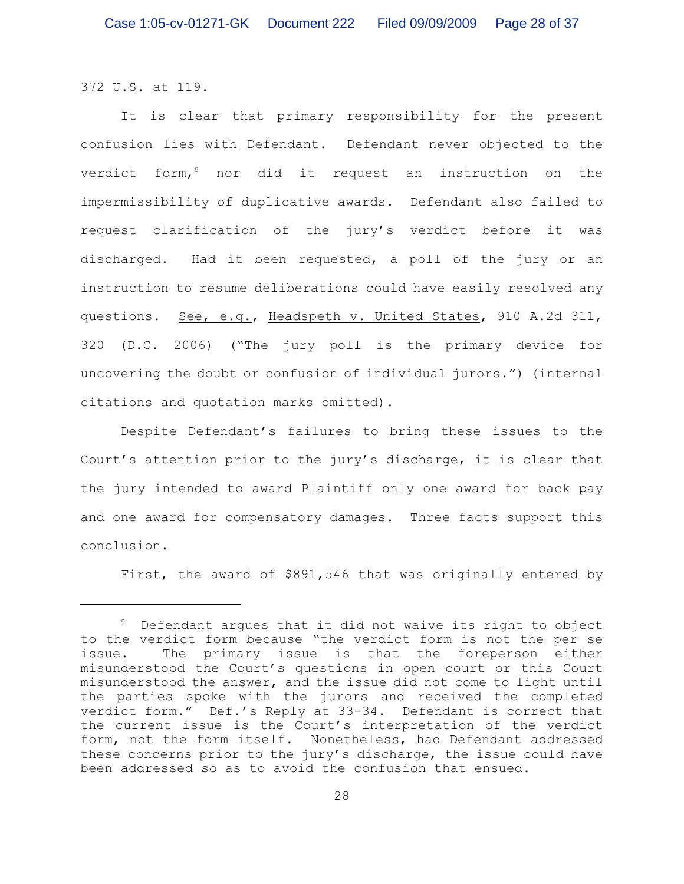372 U.S. at 119.

It is clear that primary responsibility for the present confusion lies with Defendant. Defendant never objected to the verdict form,[9] nor did it request an instruction on the impermissibility of duplicative awards. Defendant also failed to request clarification of the jury's verdict before it was discharged. Had it been requested, a poll of the jury or an instruction to resume deliberations could have easily resolved any questions. See, e.g., Headspeth v. United States, 910 A.2d 311, 320 (D.C. 2006) ("The jury poll is the primary device for uncovering the doubt or confusion of individual jurors.") (internal citations and quotation marks omitted).

Despite Defendant's failures to bring these issues to the Court's attention prior to the jury's discharge, it is clear that the jury intended to award Plaintiff only one award for back pay and one award for compensatory damages. Three facts support this conclusion.

First, the award of $891,546 that was originally entered by

---

[9] Defendant argues that it did not waive its right to object to the verdict form because "the verdict form is not the per se issue. The primary issue is that the foreperson either misunderstood the Court's questions in open court or this Court misunderstood the answer, and the issue did not come to light until the parties spoke with the jurors and received the completed verdict form." Def.'s Reply at 33-34. Defendant is correct that the current issue is the Court's interpretation of the verdict form, not the form itself. Nonetheless, had Defendant addressed these concerns prior to the jury's discharge, the issue could have been addressed so as to avoid the confusion that ensued.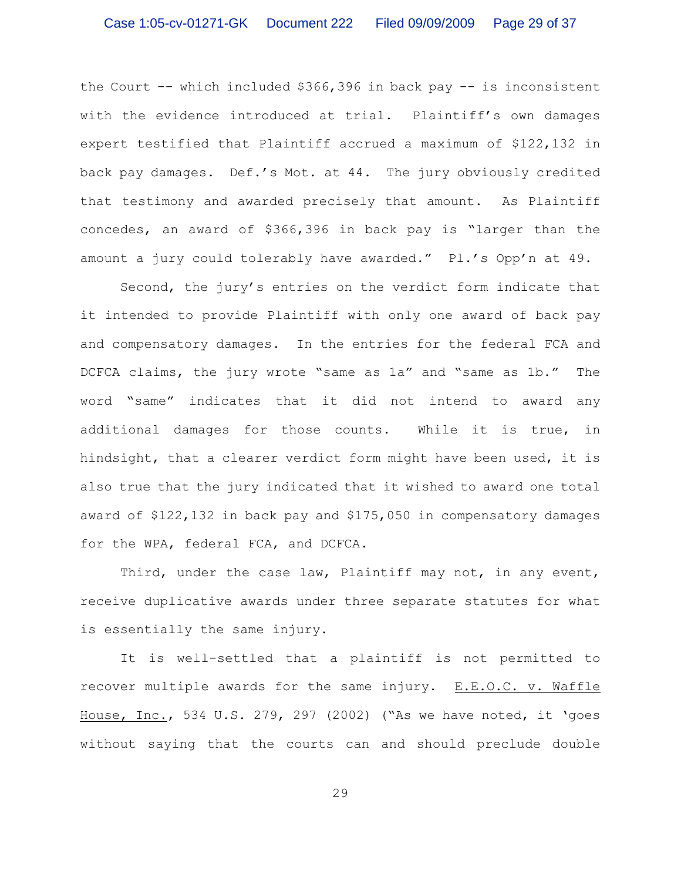the Court -- which included $366,396 in back pay -- is inconsistent with the evidence introduced at trial. Plaintiff's own damages expert testified that Plaintiff accrued a maximum of $122,132 in back pay damages. Def.'s Mot. at 44. The jury obviously credited that testimony and awarded precisely that amount. As Plaintiff concedes, an award of $366,396 in back pay is "larger than the amount a jury could tolerably have awarded." Pl.'s Opp'n at 49.

Second, the jury's entries on the verdict form indicate that it intended to provide Plaintiff with only one award of back pay and compensatory damages. In the entries for the federal FCA and DCFCA claims, the jury wrote "same as 1a" and "same as 1b." The word "same" indicates that it did not intend to award any additional damages for those counts. While it is true, in hindsight, that a clearer verdict form might have been used, it is also true that the jury indicated that it wished to award one total award of $122,132 in back pay and $175,050 in compensatory damages for the WPA, federal FCA, and DCFCA.

Third, under the case law, Plaintiff may not, in any event, receive duplicative awards under three separate statutes for what is essentially the same injury.

It is well-settled that a plaintiff is not permitted to recover multiple awards for the same injury. E.E.O.C. v. Waffle House, Inc., 534 U.S. 279, 297 (2002) ("As we have noted, it 'goes without saying that the courts can and should preclude double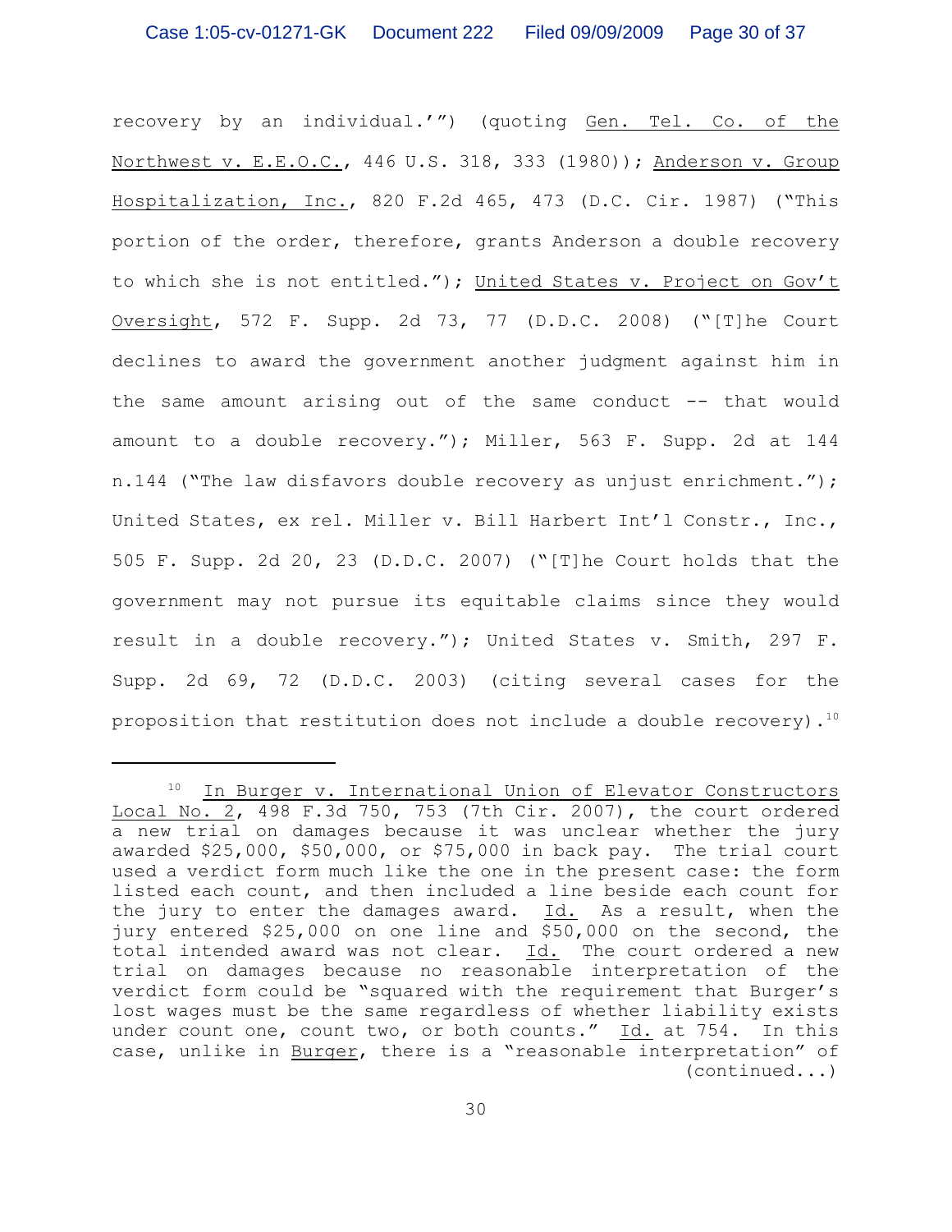recovery by an individual.'") (quoting Gen. Tel. Co. of the Northwest v. E.E.O.C., 446 U.S. 318, 333 (1980)); Anderson v. Group Hospitalization, Inc., 820 F.2d 465, 473 (D.C. Cir. 1987) ("This portion of the order, therefore, grants Anderson a double recovery to which she is not entitled."); United States v. Project on Gov't Oversight, 572 F. Supp. 2d 73, 77 (D.D.C. 2008) ("[T]he Court declines to award the government another judgment against him in the same amount arising out of the same conduct -- that would amount to a double recovery."); Miller, 563 F. Supp. 2d at 144 n.144 ("The law disfavors double recovery as unjust enrichment."); United States, ex rel. Miller v. Bill Harbert Int'l Constr., Inc., 505 F. Supp. 2d 20, 23 (D.D.C. 2007) ("[T]he Court holds that the government may not pursue its equitable claims since they would result in a double recovery."); United States v. Smith, 297 F. Supp. 2d 69, 72 (D.D.C. 2003) (citing several cases for the proposition that restitution does not include a double recovery).[10]

---

[10] In Burger v. International Union of Elevator Constructors Local No. 2, 498 F.3d 750, 753 (7th Cir. 2007), the court ordered a new trial on damages because it was unclear whether the jury awarded $25,000, $50,000, or $75,000 in back pay. The trial court used a verdict form much like the one in the present case: the form listed each count, and then included a line beside each count for the jury to enter the damages award. Id. As a result, when the jury entered $25,000 on one line and $50,000 on the second, the total intended award was not clear. Id. The court ordered a new trial on damages because no reasonable interpretation of the verdict form could be "squared with the requirement that Burger's lost wages must be the same regardless of whether liability exists under count one, count two, or both counts." Id. at 754. In this case, unlike in Burger, there is a "reasonable interpretation" of (continued...)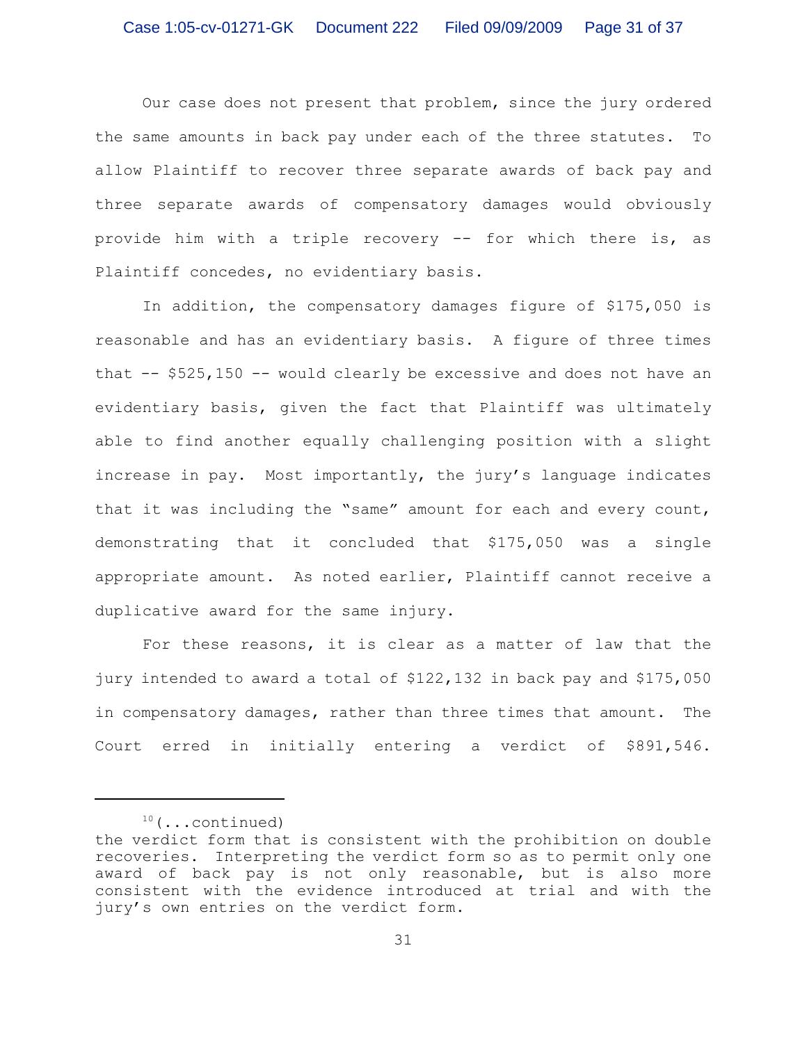Our case does not present that problem, since the jury ordered the same amounts in back pay under each of the three statutes. To allow Plaintiff to recover three separate awards of back pay and three separate awards of compensatory damages would obviously provide him with a triple recovery -- for which there is, as Plaintiff concedes, no evidentiary basis.

In addition, the compensatory damages figure of $175,050 is reasonable and has an evidentiary basis. A figure of three times that -- $525,150 -- would clearly be excessive and does not have an evidentiary basis, given the fact that Plaintiff was ultimately able to find another equally challenging position with a slight increase in pay. Most importantly, the jury's language indicates that it was including the "same" amount for each and every count, demonstrating that it concluded that $175,050 was a single appropriate amount. As noted earlier, Plaintiff cannot receive a duplicative award for the same injury.

For these reasons, it is clear as a matter of law that the jury intended to award a total of $122,132 in back pay and $175,050 in compensatory damages, rather than three times that amount. The Court erred in initially entering a verdict of $891,546.

---

[10](...continued)
the verdict form that is consistent with the prohibition on double recoveries. Interpreting the verdict form so as to permit only one award of back pay is not only reasonable, but is also more consistent with the evidence introduced at trial and with the jury's own entries on the verdict form.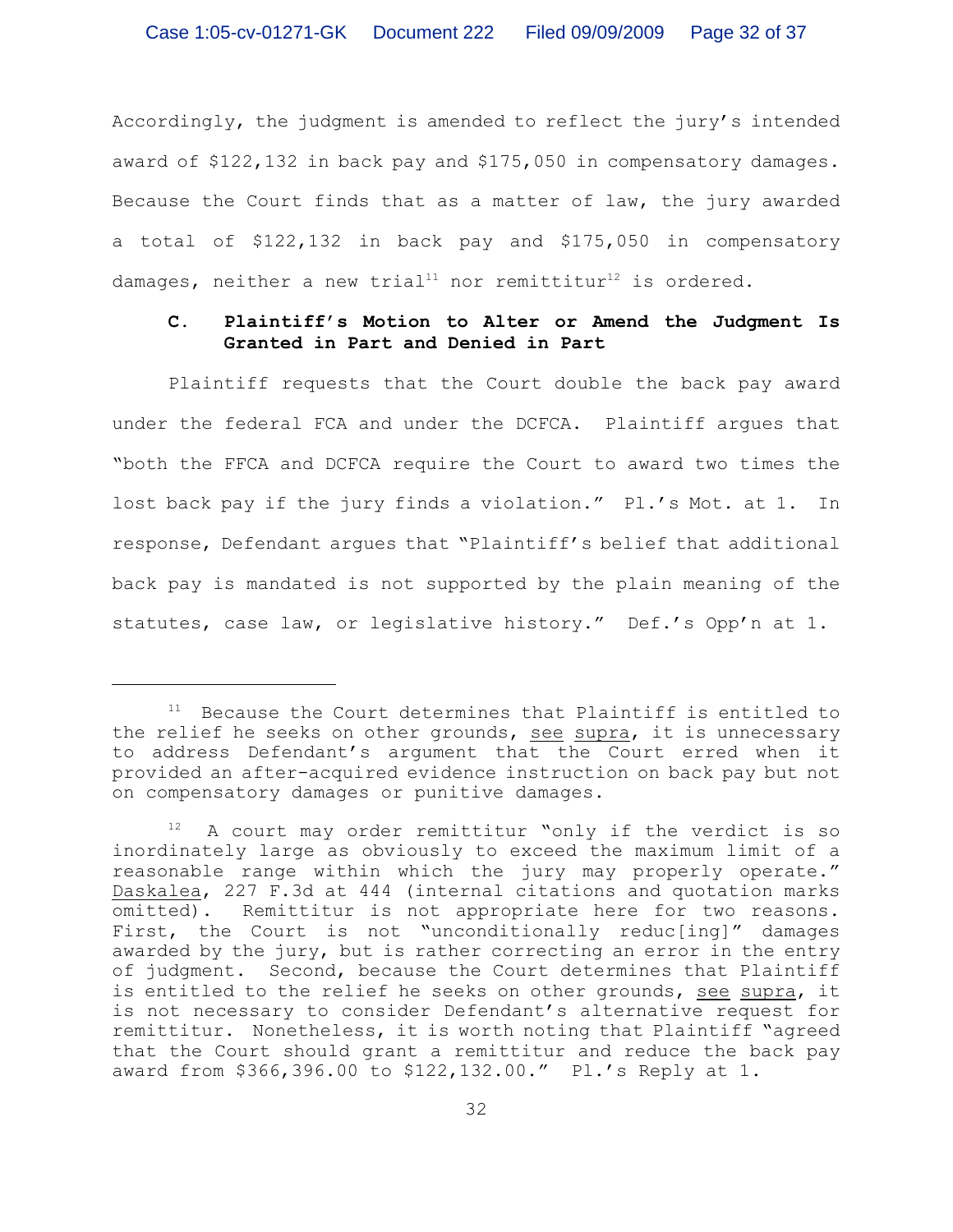Accordingly, the judgment is amended to reflect the jury's intended award of $122,132 in back pay and $175,050 in compensatory damages. Because the Court finds that as a matter of law, the jury awarded a total of $122,132 in back pay and $175,050 in compensatory damages, neither a new trial[11] nor remittitur[12] is ordered.

### C. Plaintiff's Motion to Alter or Amend the Judgment Is Granted in Part and Denied in Part

Plaintiff requests that the Court double the back pay award under the federal FCA and under the DCFCA. Plaintiff argues that "both the FFCA and DCFCA require the Court to award two times the lost back pay if the jury finds a violation." Pl.'s Mot. at 1. In response, Defendant argues that "Plaintiff's belief that additional back pay is mandated is not supported by the plain meaning of the statutes, case law, or legislative history." Def.'s Opp'n at 1.

---

[11] Because the Court determines that Plaintiff is entitled to the relief he seeks on other grounds, see supra, it is unnecessary to address Defendant's argument that the Court erred when it provided an after-acquired evidence instruction on back pay but not on compensatory damages or punitive damages.

[12] A court may order remittitur "only if the verdict is so inordinately large as obviously to exceed the maximum limit of a reasonable range within which the jury may properly operate." Daskalea, 227 F.3d at 444 (internal citations and quotation marks omitted). Remittitur is not appropriate here for two reasons. First, the Court is not "unconditionally reduc[ing]" damages awarded by the jury, but is rather correcting an error in the entry of judgment. Second, because the Court determines that Plaintiff is entitled to the relief he seeks on other grounds, see supra, it is not necessary to consider Defendant's alternative request for remittitur. Nonetheless, it is worth noting that Plaintiff "agreed that the Court should grant a remittitur and reduce the back pay award from $366,396.00 to $122,132.00." Pl.'s Reply at 1.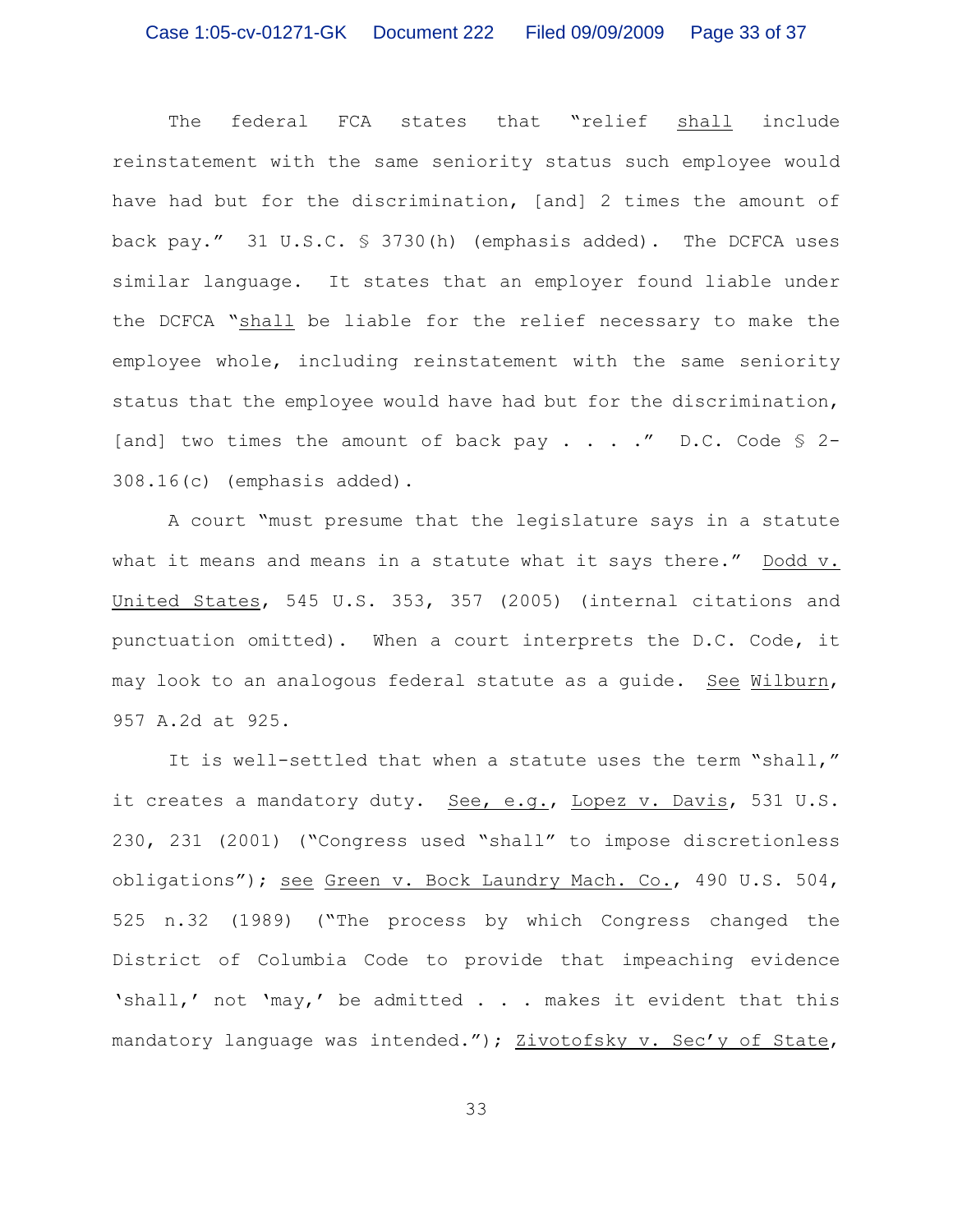The federal FCA states that "relief <u>shall</u> include reinstatement with the same seniority status such employee would have had but for the discrimination, [and] 2 times the amount of back pay." 31 U.S.C. § 3730(h) (emphasis added). The DCFCA uses similar language. It states that an employer found liable under the DCFCA "<u>shall</u> be liable for the relief necessary to make the employee whole, including reinstatement with the same seniority status that the employee would have had but for the discrimination, [and] two times the amount of back pay . . . ." D.C. Code § 2-308.16(c) (emphasis added).

A court "must presume that the legislature says in a statute what it means and means in a statute what it says there." <u>Dodd v. United States</u>, 545 U.S. 353, 357 (2005) (internal citations and punctuation omitted). When a court interprets the D.C. Code, it may look to an analogous federal statute as a guide. <u>See</u> <u>Wilburn</u>, 957 A.2d at 925.

It is well-settled that when a statute uses the term "shall," it creates a mandatory duty. <u>See, e.g.</u>, <u>Lopez v. Davis</u>, 531 U.S. 230, 231 (2001) ("Congress used "shall" to impose discretionless obligations"); <u>see</u> <u>Green v. Bock Laundry Mach. Co.</u>, 490 U.S. 504, 525 n.32 (1989) ("The process by which Congress changed the District of Columbia Code to provide that impeaching evidence 'shall,' not 'may,' be admitted . . . makes it evident that this mandatory language was intended."); <u>Zivotofsky v. Sec'y of State</u>,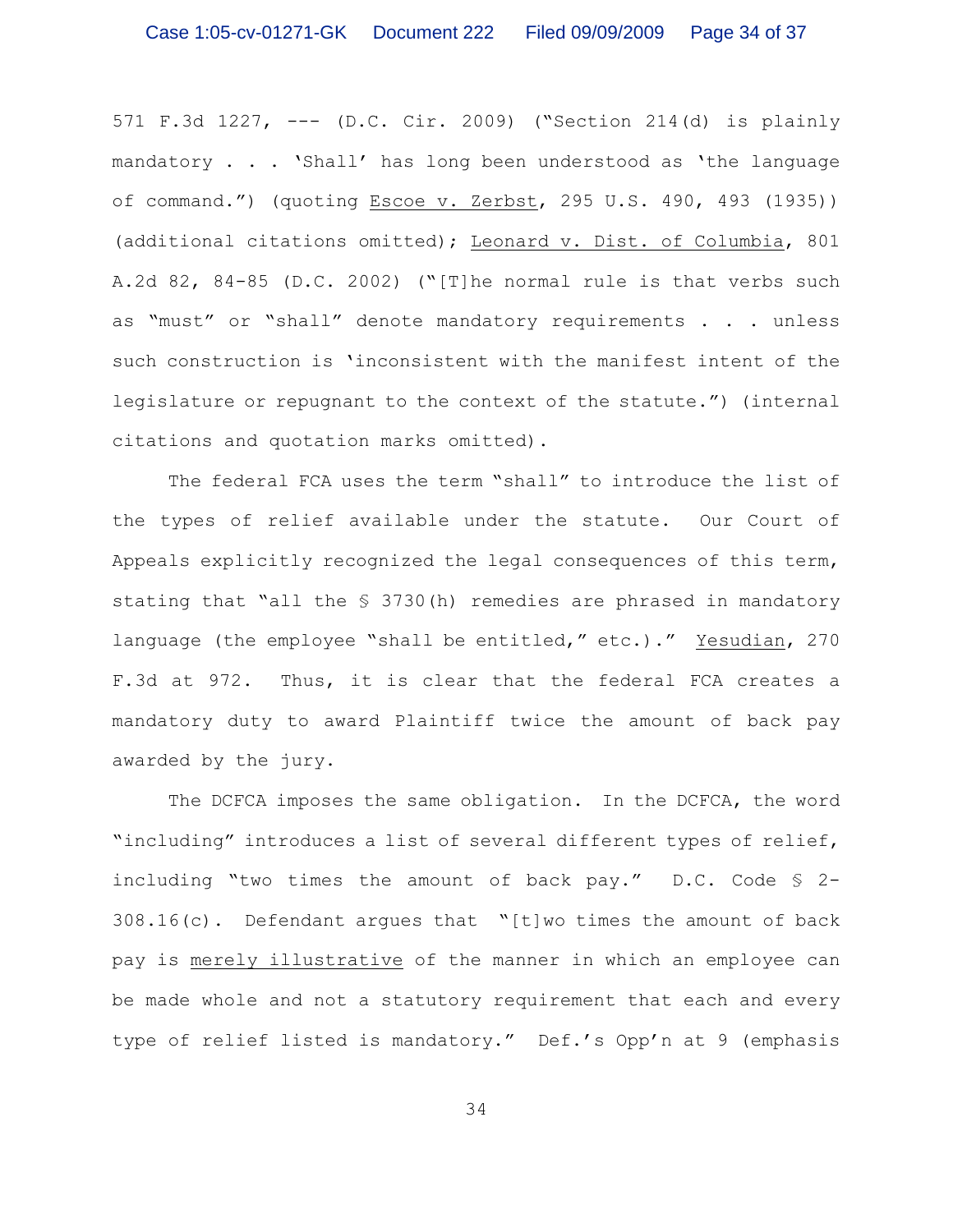571 F.3d 1227, --- (D.C. Cir. 2009) ("Section 214(d) is plainly mandatory . . . 'Shall' has long been understood as 'the language of command.") (quoting Escoe v. Zerbst, 295 U.S. 490, 493 (1935)) (additional citations omitted); Leonard v. Dist. of Columbia, 801 A.2d 82, 84-85 (D.C. 2002) ("[T]he normal rule is that verbs such as "must" or "shall" denote mandatory requirements . . . unless such construction is 'inconsistent with the manifest intent of the legislature or repugnant to the context of the statute.") (internal citations and quotation marks omitted).

The federal FCA uses the term "shall" to introduce the list of the types of relief available under the statute. Our Court of Appeals explicitly recognized the legal consequences of this term, stating that "all the § 3730(h) remedies are phrased in mandatory language (the employee "shall be entitled," etc.)." Yesudian, 270 F.3d at 972. Thus, it is clear that the federal FCA creates a mandatory duty to award Plaintiff twice the amount of back pay awarded by the jury.

The DCFCA imposes the same obligation. In the DCFCA, the word "including" introduces a list of several different types of relief, including "two times the amount of back pay." D.C. Code § 2-308.16(c). Defendant argues that "[t]wo times the amount of back pay is merely illustrative of the manner in which an employee can be made whole and not a statutory requirement that each and every type of relief listed is mandatory." Def.'s Opp'n at 9 (emphasis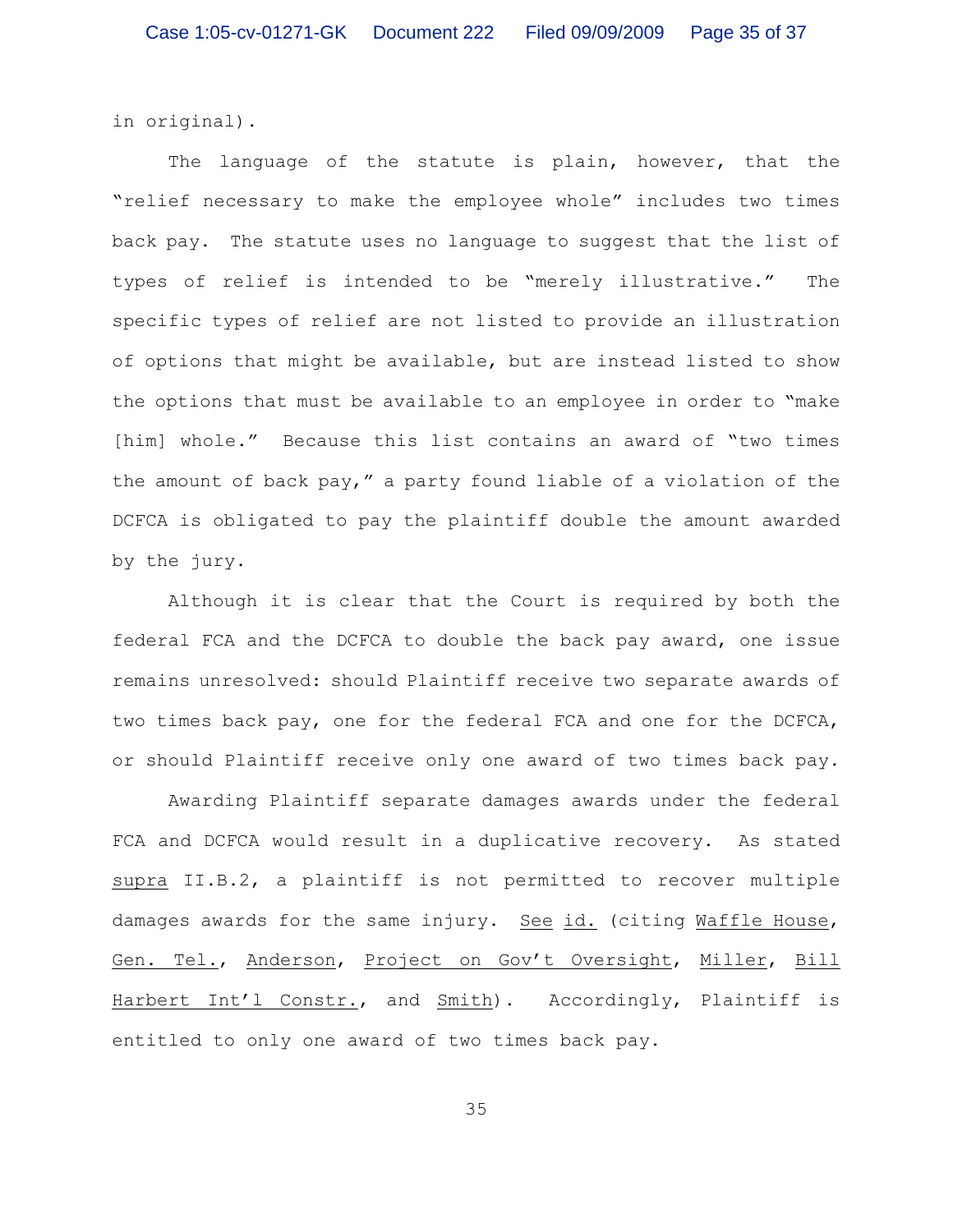in original).

The language of the statute is plain, however, that the "relief necessary to make the employee whole" includes two times back pay. The statute uses no language to suggest that the list of types of relief is intended to be "merely illustrative." The specific types of relief are not listed to provide an illustration of options that might be available, but are instead listed to show the options that must be available to an employee in order to "make [him] whole." Because this list contains an award of "two times the amount of back pay," a party found liable of a violation of the DCFCA is obligated to pay the plaintiff double the amount awarded by the jury.

Although it is clear that the Court is required by both the federal FCA and the DCFCA to double the back pay award, one issue remains unresolved: should Plaintiff receive two separate awards of two times back pay, one for the federal FCA and one for the DCFCA, or should Plaintiff receive only one award of two times back pay.

Awarding Plaintiff separate damages awards under the federal FCA and DCFCA would result in a duplicative recovery. As stated <u>supra</u> II.B.2, a plaintiff is not permitted to recover multiple damages awards for the same injury. <u>See</u> <u>id.</u> (citing <u>Waffle House</u>, <u>Gen. Tel.</u>, <u>Anderson</u>, <u>Project on Gov't Oversight</u>, <u>Miller</u>, <u>Bill Harbert Int'l Constr.</u>, and <u>Smith</u>). Accordingly, Plaintiff is entitled to only one award of two times back pay.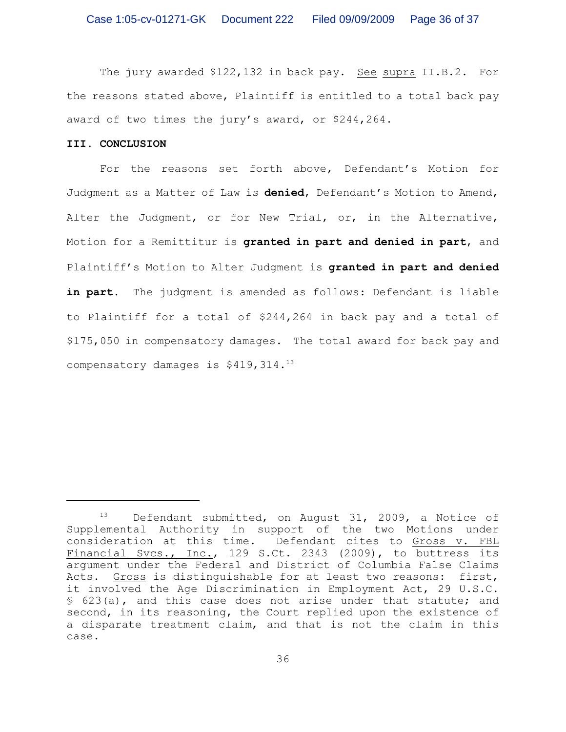The jury awarded $122,132 in back pay. See supra II.B.2. For the reasons stated above, Plaintiff is entitled to a total back pay award of two times the jury's award, or $244,264.

### III. CONCLUSION

For the reasons set forth above, Defendant's Motion for Judgment as a Matter of Law is **denied**, Defendant's Motion to Amend, Alter the Judgment, or for New Trial, or, in the Alternative, Motion for a Remittitur is **granted in part and denied in part**, and Plaintiff's Motion to Alter Judgment is **granted in part and denied in part**. The judgment is amended as follows: Defendant is liable to Plaintiff for a total of $244,264 in back pay and a total of $175,050 in compensatory damages. The total award for back pay and compensatory damages is $419,314.[13]

---

[13] Defendant submitted, on August 31, 2009, a Notice of Supplemental Authority in support of the two Motions under consideration at this time. Defendant cites to Gross v. FBL Financial Svcs., Inc., 129 S.Ct. 2343 (2009), to buttress its argument under the Federal and District of Columbia False Claims Acts. Gross is distinguishable for at least two reasons: first, it involved the Age Discrimination in Employment Act, 29 U.S.C. § 623(a), and this case does not arise under that statute; and second, in its reasoning, the Court replied upon the existence of a disparate treatment claim, and that is not the claim in this case.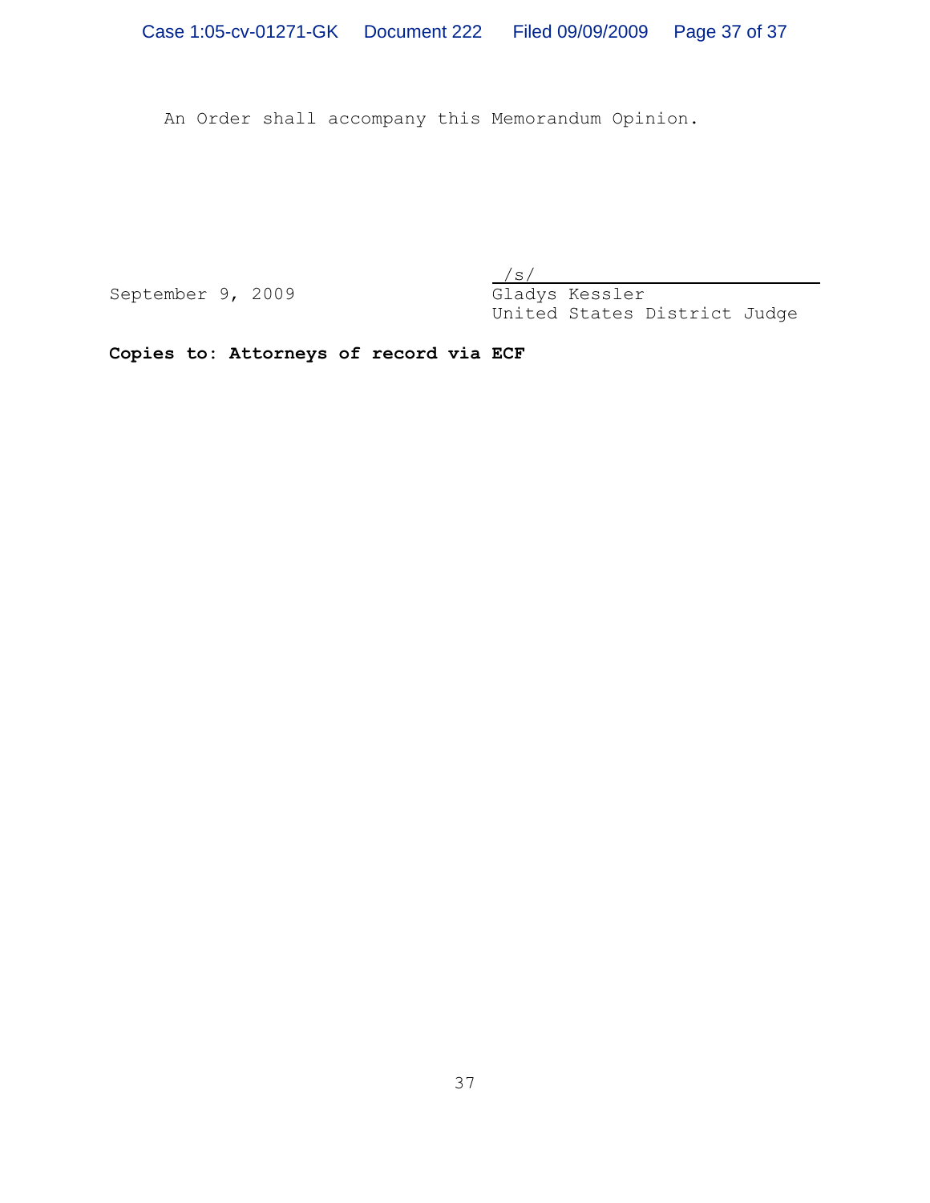An Order shall accompany this Memorandum Opinion.

September 9, 2009

/s/

Gladys Kessler
United States District Judge

**Copies to: Attorneys of record via ECF**